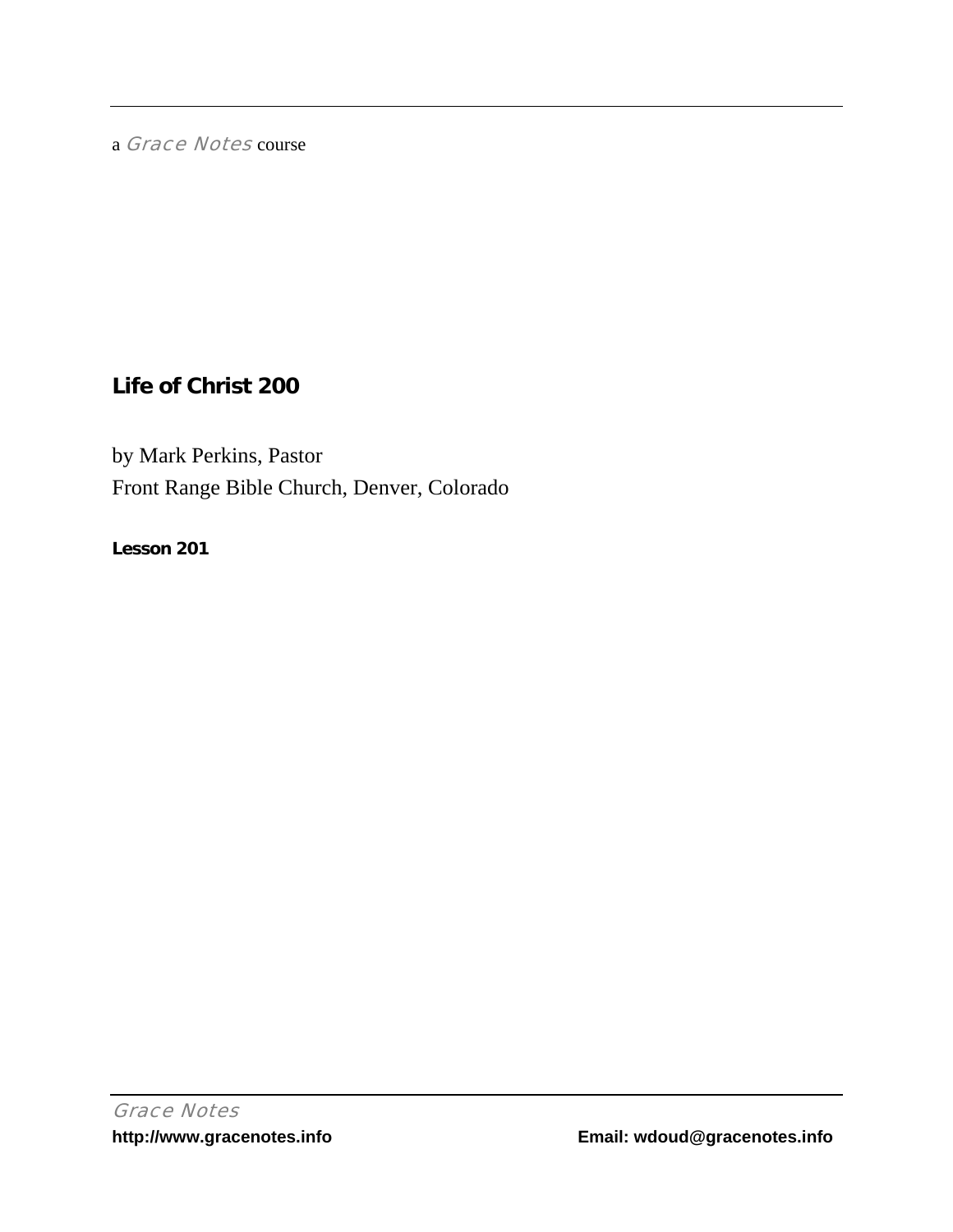a *Grace Notes* course

# Life of Christ 200

by Mark Perkins, Pastor
Front Range Bible Church, Denver, Colorado

**Lesson 201**

*Grace Notes*
**http://www.gracenotes.info** **Email: wdoud@gracenotes.info**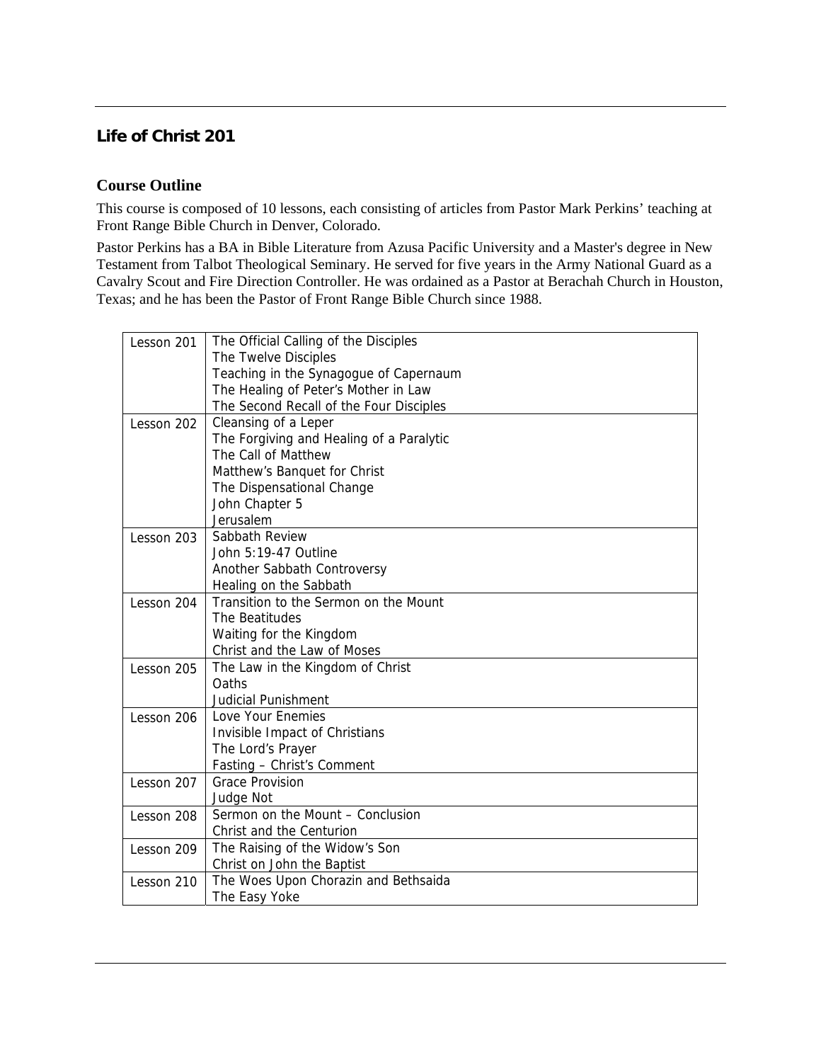## Life of Christ 201

### Course Outline

This course is composed of 10 lessons, each consisting of articles from Pastor Mark Perkins' teaching at Front Range Bible Church in Denver, Colorado.

Pastor Perkins has a BA in Bible Literature from Azusa Pacific University and a Master's degree in New Testament from Talbot Theological Seminary. He served for five years in the Army National Guard as a Cavalry Scout and Fire Direction Controller. He was ordained as a Pastor at Berachah Church in Houston, Texas; and he has been the Pastor of Front Range Bible Church since 1988.

| Lesson | Topics |
|---|---|
| Lesson 201 | The Official Calling of the Disciples<br>The Twelve Disciples<br>Teaching in the Synagogue of Capernaum<br>The Healing of Peter's Mother in Law<br>The Second Recall of the Four Disciples |
| Lesson 202 | Cleansing of a Leper<br>The Forgiving and Healing of a Paralytic<br>The Call of Matthew<br>Matthew's Banquet for Christ<br>The Dispensational Change<br>John Chapter 5<br>Jerusalem |
| Lesson 203 | Sabbath Review<br>John 5:19-47 Outline<br>Another Sabbath Controversy<br>Healing on the Sabbath |
| Lesson 204 | Transition to the Sermon on the Mount<br>The Beatitudes<br>Waiting for the Kingdom<br>Christ and the Law of Moses |
| Lesson 205 | The Law in the Kingdom of Christ<br>Oaths<br>Judicial Punishment |
| Lesson 206 | Love Your Enemies<br>Invisible Impact of Christians<br>The Lord's Prayer<br>Fasting – Christ's Comment |
| Lesson 207 | Grace Provision<br>Judge Not |
| Lesson 208 | Sermon on the Mount – Conclusion<br>Christ and the Centurion |
| Lesson 209 | The Raising of the Widow's Son<br>Christ on John the Baptist |
| Lesson 210 | The Woes Upon Chorazin and Bethsaida<br>The Easy Yoke |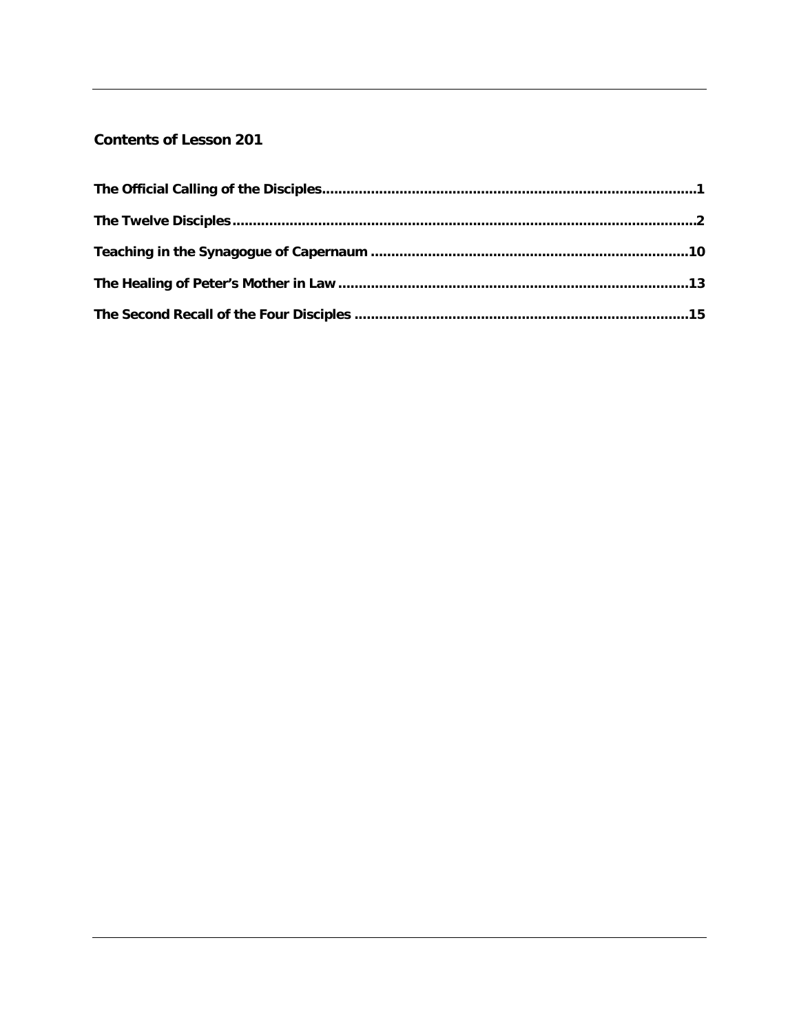## Contents of Lesson 201

**The Official Calling of the Disciples**......................................................................................**1**

**The Twelve Disciples**..........................................................................................................**2**

**Teaching in the Synagogue of Capernaum**.......................................................................**10**

**The Healing of Peter's Mother in Law**..............................................................................**13**

**The Second Recall of the Four Disciples**..........................................................................**15**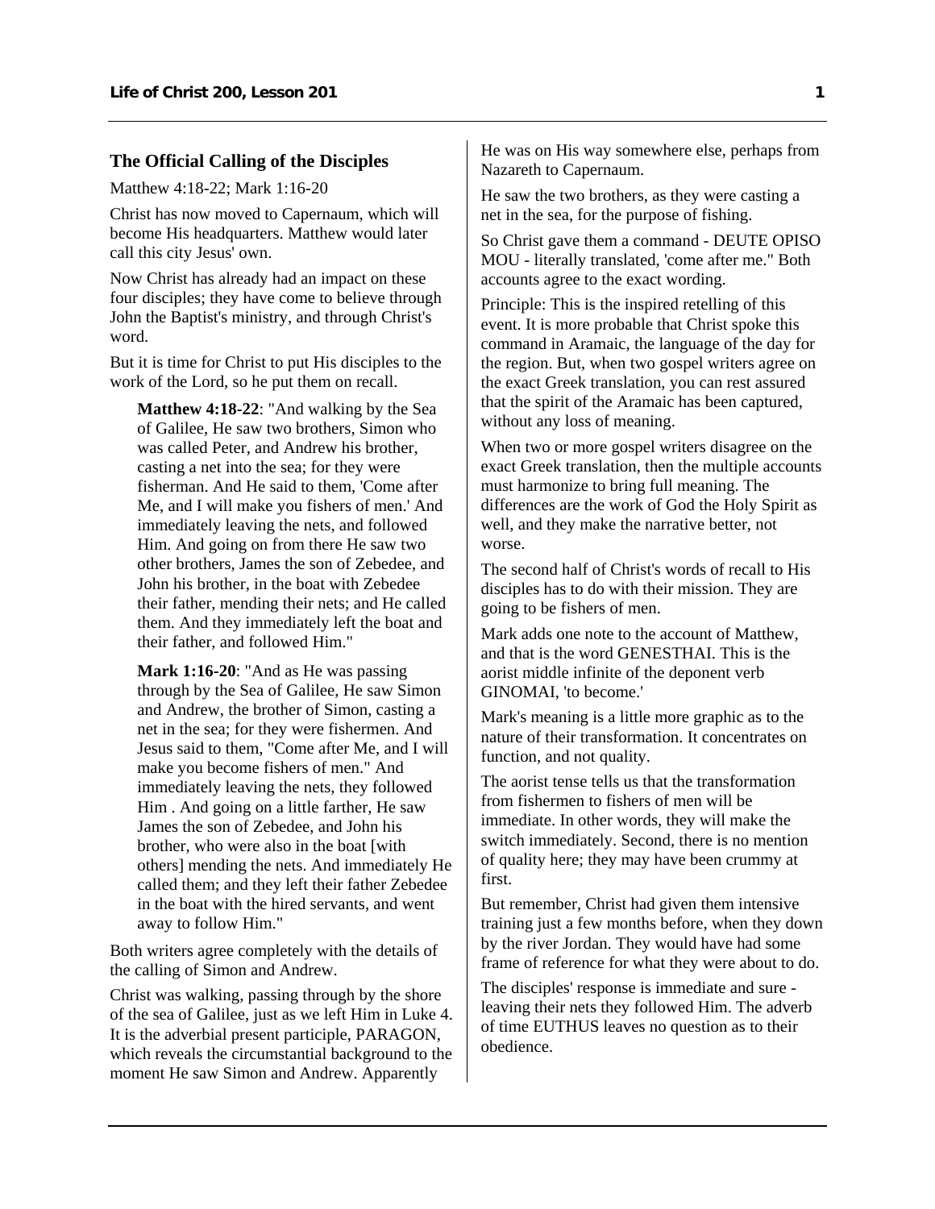### The Official Calling of the Disciples

Matthew 4:18-22; Mark 1:16-20

Christ has now moved to Capernaum, which will become His headquarters. Matthew would later call this city Jesus' own.

Now Christ has already had an impact on these four disciples; they have come to believe through John the Baptist's ministry, and through Christ's word.

But it is time for Christ to put His disciples to the work of the Lord, so he put them on recall.

> **Matthew 4:18-22**: "And walking by the Sea of Galilee, He saw two brothers, Simon who was called Peter, and Andrew his brother, casting a net into the sea; for they were fisherman. And He said to them, 'Come after Me, and I will make you fishers of men.' And immediately leaving the nets, and followed Him. And going on from there He saw two other brothers, James the son of Zebedee, and John his brother, in the boat with Zebedee their father, mending their nets; and He called them. And they immediately left the boat and their father, and followed Him."

> **Mark 1:16-20**: "And as He was passing through by the Sea of Galilee, He saw Simon and Andrew, the brother of Simon, casting a net in the sea; for they were fishermen. And Jesus said to them, "Come after Me, and I will make you become fishers of men." And immediately leaving the nets, they followed Him . And going on a little farther, He saw James the son of Zebedee, and John his brother, who were also in the boat [with others] mending the nets. And immediately He called them; and they left their father Zebedee in the boat with the hired servants, and went away to follow Him."

Both writers agree completely with the details of the calling of Simon and Andrew.

Christ was walking, passing through by the shore of the sea of Galilee, just as we left Him in Luke 4. It is the adverbial present participle, PARAGON, which reveals the circumstantial background to the moment He saw Simon and Andrew. Apparently He was on His way somewhere else, perhaps from Nazareth to Capernaum.

He saw the two brothers, as they were casting a net in the sea, for the purpose of fishing.

So Christ gave them a command - DEUTE OPISO MOU - literally translated, 'come after me." Both accounts agree to the exact wording.

Principle: This is the inspired retelling of this event. It is more probable that Christ spoke this command in Aramaic, the language of the day for the region. But, when two gospel writers agree on the exact Greek translation, you can rest assured that the spirit of the Aramaic has been captured, without any loss of meaning.

When two or more gospel writers disagree on the exact Greek translation, then the multiple accounts must harmonize to bring full meaning. The differences are the work of God the Holy Spirit as well, and they make the narrative better, not worse.

The second half of Christ's words of recall to His disciples has to do with their mission. They are going to be fishers of men.

Mark adds one note to the account of Matthew, and that is the word GENESTHAI. This is the aorist middle infinite of the deponent verb GINOMAI, 'to become.'

Mark's meaning is a little more graphic as to the nature of their transformation. It concentrates on function, and not quality.

The aorist tense tells us that the transformation from fishermen to fishers of men will be immediate. In other words, they will make the switch immediately. Second, there is no mention of quality here; they may have been crummy at first.

But remember, Christ had given them intensive training just a few months before, when they down by the river Jordan. They would have had some frame of reference for what they were about to do.

The disciples' response is immediate and sure - leaving their nets they followed Him. The adverb of time EUTHUS leaves no question as to their obedience.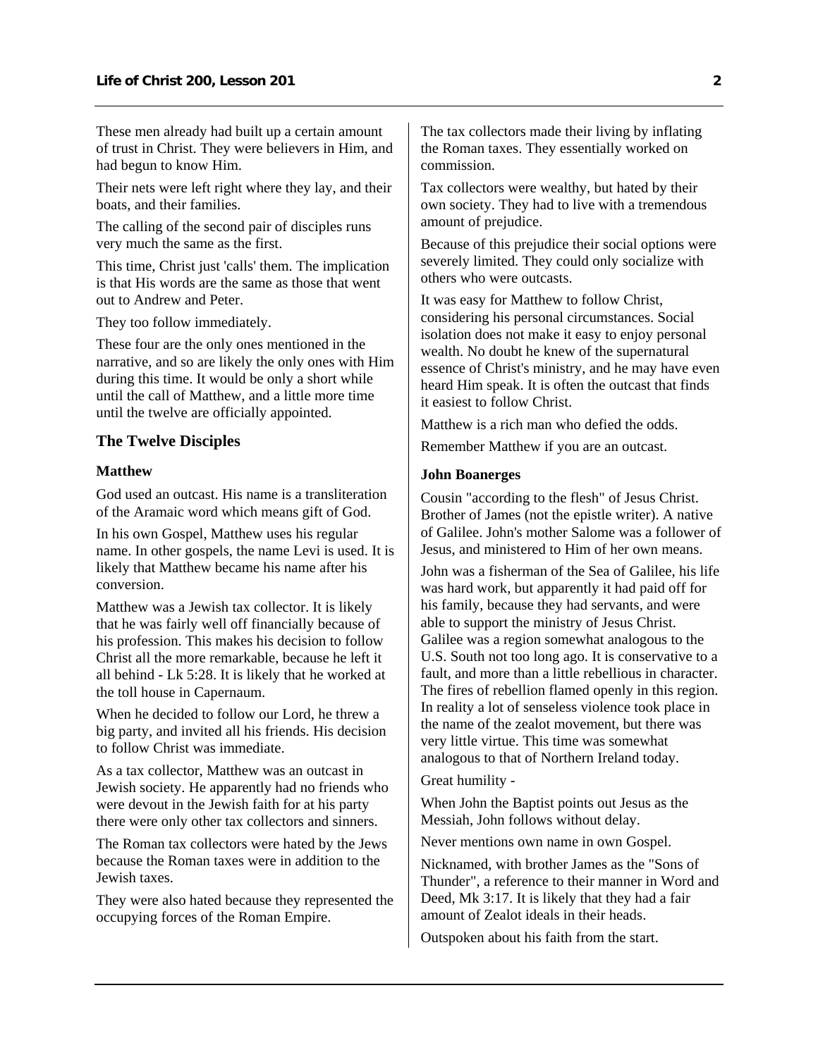These men already had built up a certain amount of trust in Christ. They were believers in Him, and had begun to know Him.

Their nets were left right where they lay, and their boats, and their families.

The calling of the second pair of disciples runs very much the same as the first.

This time, Christ just 'calls' them. The implication is that His words are the same as those that went out to Andrew and Peter.

They too follow immediately.

These four are the only ones mentioned in the narrative, and so are likely the only ones with Him during this time. It would be only a short while until the call of Matthew, and a little more time until the twelve are officially appointed.

## The Twelve Disciples

### Matthew

God used an outcast. His name is a transliteration of the Aramaic word which means gift of God.

In his own Gospel, Matthew uses his regular name. In other gospels, the name Levi is used. It is likely that Matthew became his name after his conversion.

Matthew was a Jewish tax collector. It is likely that he was fairly well off financially because of his profession. This makes his decision to follow Christ all the more remarkable, because he left it all behind - Lk 5:28. It is likely that he worked at the toll house in Capernaum.

When he decided to follow our Lord, he threw a big party, and invited all his friends. His decision to follow Christ was immediate.

As a tax collector, Matthew was an outcast in Jewish society. He apparently had no friends who were devout in the Jewish faith for at his party there were only other tax collectors and sinners.

The Roman tax collectors were hated by the Jews because the Roman taxes were in addition to the Jewish taxes.

They were also hated because they represented the occupying forces of the Roman Empire.

The tax collectors made their living by inflating the Roman taxes. They essentially worked on commission.

Tax collectors were wealthy, but hated by their own society. They had to live with a tremendous amount of prejudice.

Because of this prejudice their social options were severely limited. They could only socialize with others who were outcasts.

It was easy for Matthew to follow Christ, considering his personal circumstances. Social isolation does not make it easy to enjoy personal wealth. No doubt he knew of the supernatural essence of Christ's ministry, and he may have even heard Him speak. It is often the outcast that finds it easiest to follow Christ.

Matthew is a rich man who defied the odds.

Remember Matthew if you are an outcast.

### John Boanerges

Cousin "according to the flesh" of Jesus Christ. Brother of James (not the epistle writer). A native of Galilee. John's mother Salome was a follower of Jesus, and ministered to Him of her own means.

John was a fisherman of the Sea of Galilee, his life was hard work, but apparently it had paid off for his family, because they had servants, and were able to support the ministry of Jesus Christ. Galilee was a region somewhat analogous to the U.S. South not too long ago. It is conservative to a fault, and more than a little rebellious in character. The fires of rebellion flamed openly in this region. In reality a lot of senseless violence took place in the name of the zealot movement, but there was very little virtue. This time was somewhat analogous to that of Northern Ireland today.

Great humility -

When John the Baptist points out Jesus as the Messiah, John follows without delay.

Never mentions own name in own Gospel.

Nicknamed, with brother James as the "Sons of Thunder", a reference to their manner in Word and Deed, Mk 3:17. It is likely that they had a fair amount of Zealot ideals in their heads.

Outspoken about his faith from the start.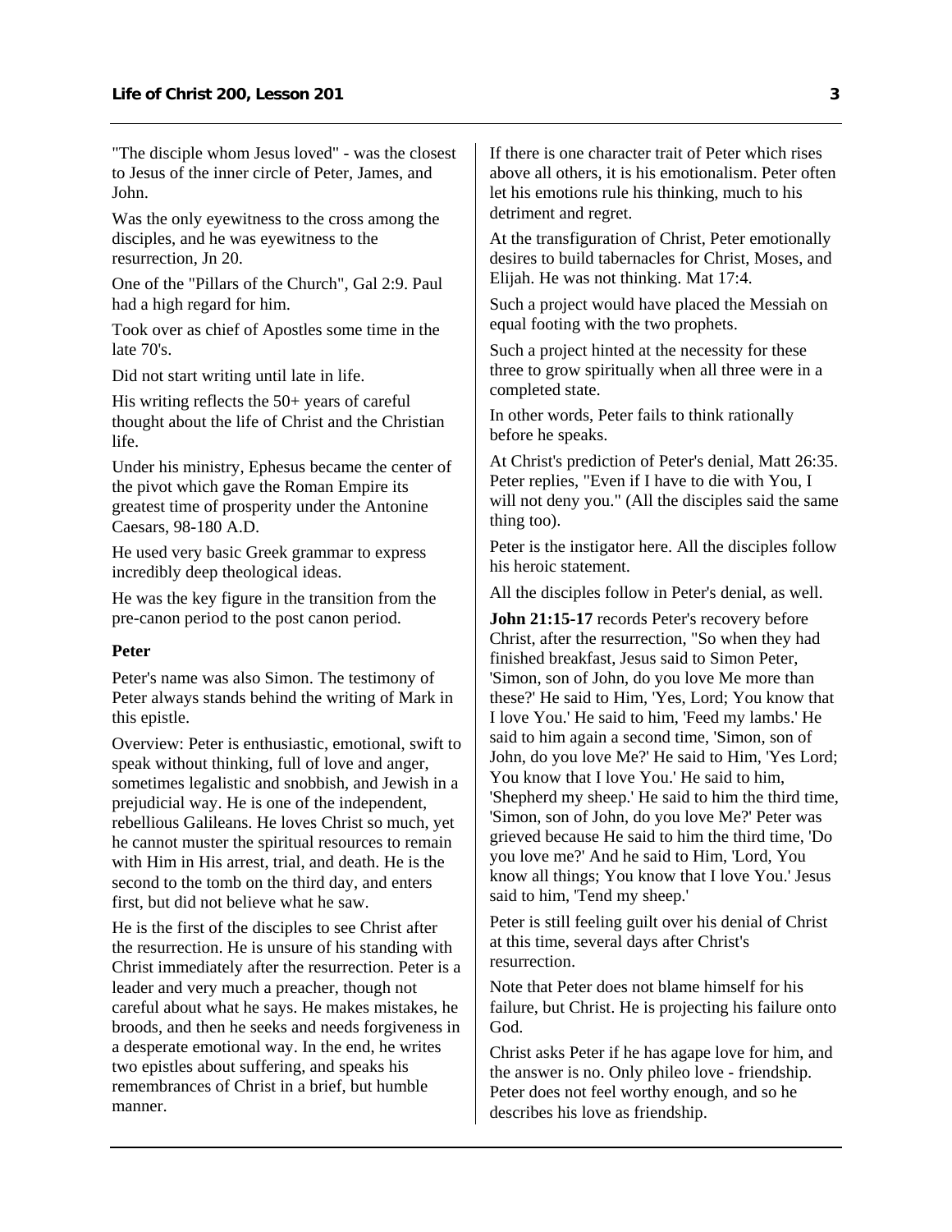"The disciple whom Jesus loved" - was the closest to Jesus of the inner circle of Peter, James, and John.

Was the only eyewitness to the cross among the disciples, and he was eyewitness to the resurrection, Jn 20.

One of the "Pillars of the Church", Gal 2:9. Paul had a high regard for him.

Took over as chief of Apostles some time in the late 70's.

Did not start writing until late in life.

His writing reflects the 50+ years of careful thought about the life of Christ and the Christian life.

Under his ministry, Ephesus became the center of the pivot which gave the Roman Empire its greatest time of prosperity under the Antonine Caesars, 98-180 A.D.

He used very basic Greek grammar to express incredibly deep theological ideas.

He was the key figure in the transition from the pre-canon period to the post canon period.

**Peter**

Peter's name was also Simon. The testimony of Peter always stands behind the writing of Mark in this epistle.

Overview: Peter is enthusiastic, emotional, swift to speak without thinking, full of love and anger, sometimes legalistic and snobbish, and Jewish in a prejudicial way. He is one of the independent, rebellious Galileans. He loves Christ so much, yet he cannot muster the spiritual resources to remain with Him in His arrest, trial, and death. He is the second to the tomb on the third day, and enters first, but did not believe what he saw.

He is the first of the disciples to see Christ after the resurrection. He is unsure of his standing with Christ immediately after the resurrection. Peter is a leader and very much a preacher, though not careful about what he says. He makes mistakes, he broods, and then he seeks and needs forgiveness in a desperate emotional way. In the end, he writes two epistles about suffering, and speaks his remembrances of Christ in a brief, but humble manner.

If there is one character trait of Peter which rises above all others, it is his emotionalism. Peter often let his emotions rule his thinking, much to his detriment and regret.

At the transfiguration of Christ, Peter emotionally desires to build tabernacles for Christ, Moses, and Elijah. He was not thinking. Mat 17:4.

Such a project would have placed the Messiah on equal footing with the two prophets.

Such a project hinted at the necessity for these three to grow spiritually when all three were in a completed state.

In other words, Peter fails to think rationally before he speaks.

At Christ's prediction of Peter's denial, Matt 26:35. Peter replies, "Even if I have to die with You, I will not deny you." (All the disciples said the same thing too).

Peter is the instigator here. All the disciples follow his heroic statement.

All the disciples follow in Peter's denial, as well.

**John 21:15-17** records Peter's recovery before Christ, after the resurrection, "So when they had finished breakfast, Jesus said to Simon Peter, 'Simon, son of John, do you love Me more than these?' He said to Him, 'Yes, Lord; You know that I love You.' He said to him, 'Feed my lambs.' He said to him again a second time, 'Simon, son of John, do you love Me?' He said to Him, 'Yes Lord; You know that I love You.' He said to him, 'Shepherd my sheep.' He said to him the third time, 'Simon, son of John, do you love Me?' Peter was grieved because He said to him the third time, 'Do you love me?' And he said to Him, 'Lord, You know all things; You know that I love You.' Jesus said to him, 'Tend my sheep.'

Peter is still feeling guilt over his denial of Christ at this time, several days after Christ's resurrection.

Note that Peter does not blame himself for his failure, but Christ. He is projecting his failure onto God.

Christ asks Peter if he has agape love for him, and the answer is no. Only phileo love - friendship. Peter does not feel worthy enough, and so he describes his love as friendship.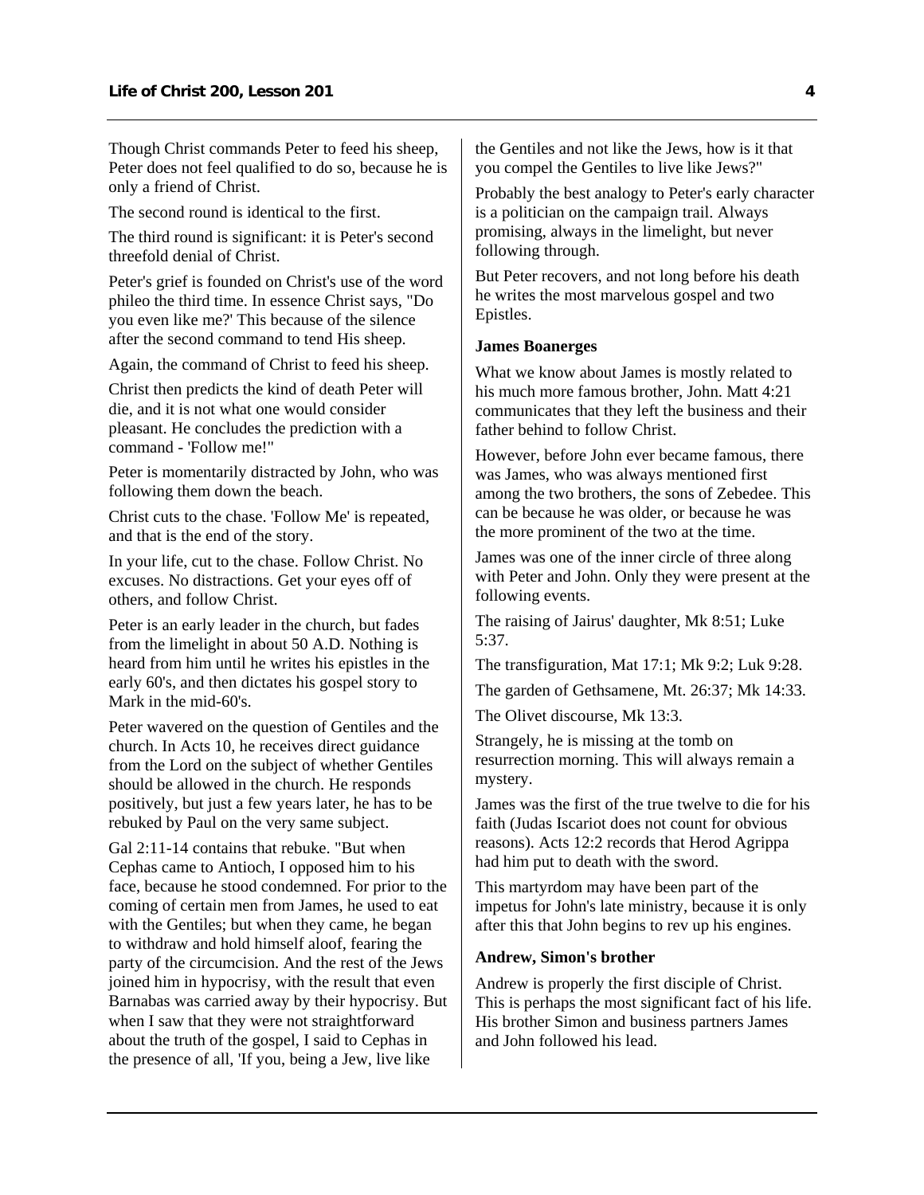Though Christ commands Peter to feed his sheep, Peter does not feel qualified to do so, because he is only a friend of Christ.

The second round is identical to the first.

The third round is significant: it is Peter's second threefold denial of Christ.

Peter's grief is founded on Christ's use of the word phileo the third time. In essence Christ says, "Do you even like me?' This because of the silence after the second command to tend His sheep.

Again, the command of Christ to feed his sheep.

Christ then predicts the kind of death Peter will die, and it is not what one would consider pleasant. He concludes the prediction with a command - 'Follow me!"

Peter is momentarily distracted by John, who was following them down the beach.

Christ cuts to the chase. 'Follow Me' is repeated, and that is the end of the story.

In your life, cut to the chase. Follow Christ. No excuses. No distractions. Get your eyes off of others, and follow Christ.

Peter is an early leader in the church, but fades from the limelight in about 50 A.D. Nothing is heard from him until he writes his epistles in the early 60's, and then dictates his gospel story to Mark in the mid-60's.

Peter wavered on the question of Gentiles and the church. In Acts 10, he receives direct guidance from the Lord on the subject of whether Gentiles should be allowed in the church. He responds positively, but just a few years later, he has to be rebuked by Paul on the very same subject.

Gal 2:11-14 contains that rebuke. "But when Cephas came to Antioch, I opposed him to his face, because he stood condemned. For prior to the coming of certain men from James, he used to eat with the Gentiles; but when they came, he began to withdraw and hold himself aloof, fearing the party of the circumcision. And the rest of the Jews joined him in hypocrisy, with the result that even Barnabas was carried away by their hypocrisy. But when I saw that they were not straightforward about the truth of the gospel, I said to Cephas in the presence of all, 'If you, being a Jew, live like the Gentiles and not like the Jews, how is it that you compel the Gentiles to live like Jews?"

Probably the best analogy to Peter's early character is a politician on the campaign trail. Always promising, always in the limelight, but never following through.

But Peter recovers, and not long before his death he writes the most marvelous gospel and two Epistles.

**James Boanerges**

What we know about James is mostly related to his much more famous brother, John. Matt 4:21 communicates that they left the business and their father behind to follow Christ.

However, before John ever became famous, there was James, who was always mentioned first among the two brothers, the sons of Zebedee. This can be because he was older, or because he was the more prominent of the two at the time.

James was one of the inner circle of three along with Peter and John. Only they were present at the following events.

The raising of Jairus' daughter, Mk 8:51; Luke 5:37.

The transfiguration, Mat 17:1; Mk 9:2; Luk 9:28.

The garden of Gethsamene, Mt. 26:37; Mk 14:33.

The Olivet discourse, Mk 13:3.

Strangely, he is missing at the tomb on resurrection morning. This will always remain a mystery.

James was the first of the true twelve to die for his faith (Judas Iscariot does not count for obvious reasons). Acts 12:2 records that Herod Agrippa had him put to death with the sword.

This martyrdom may have been part of the impetus for John's late ministry, because it is only after this that John begins to rev up his engines.

**Andrew, Simon's brother**

Andrew is properly the first disciple of Christ. This is perhaps the most significant fact of his life. His brother Simon and business partners James and John followed his lead.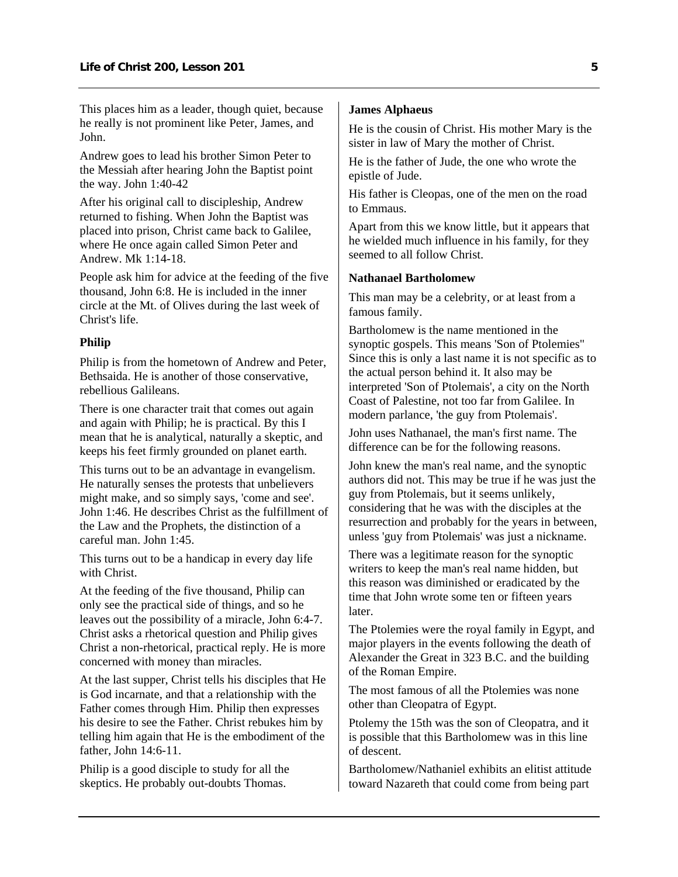This places him as a leader, though quiet, because he really is not prominent like Peter, James, and John.

Andrew goes to lead his brother Simon Peter to the Messiah after hearing John the Baptist point the way. John 1:40-42

After his original call to discipleship, Andrew returned to fishing. When John the Baptist was placed into prison, Christ came back to Galilee, where He once again called Simon Peter and Andrew. Mk 1:14-18.

People ask him for advice at the feeding of the five thousand, John 6:8. He is included in the inner circle at the Mt. of Olives during the last week of Christ's life.

**Philip**

Philip is from the hometown of Andrew and Peter, Bethsaida. He is another of those conservative, rebellious Galileans.

There is one character trait that comes out again and again with Philip; he is practical. By this I mean that he is analytical, naturally a skeptic, and keeps his feet firmly grounded on planet earth.

This turns out to be an advantage in evangelism. He naturally senses the protests that unbelievers might make, and so simply says, 'come and see'. John 1:46. He describes Christ as the fulfillment of the Law and the Prophets, the distinction of a careful man. John 1:45.

This turns out to be a handicap in every day life with Christ.

At the feeding of the five thousand, Philip can only see the practical side of things, and so he leaves out the possibility of a miracle, John 6:4-7. Christ asks a rhetorical question and Philip gives Christ a non-rhetorical, practical reply. He is more concerned with money than miracles.

At the last supper, Christ tells his disciples that He is God incarnate, and that a relationship with the Father comes through Him. Philip then expresses his desire to see the Father. Christ rebukes him by telling him again that He is the embodiment of the father, John 14:6-11.

Philip is a good disciple to study for all the skeptics. He probably out-doubts Thomas.

**James Alphaeus**

He is the cousin of Christ. His mother Mary is the sister in law of Mary the mother of Christ.

He is the father of Jude, the one who wrote the epistle of Jude.

His father is Cleopas, one of the men on the road to Emmaus.

Apart from this we know little, but it appears that he wielded much influence in his family, for they seemed to all follow Christ.

**Nathanael Bartholomew**

This man may be a celebrity, or at least from a famous family.

Bartholomew is the name mentioned in the synoptic gospels. This means 'Son of Ptolemies" Since this is only a last name it is not specific as to the actual person behind it. It also may be interpreted 'Son of Ptolemais', a city on the North Coast of Palestine, not too far from Galilee. In modern parlance, 'the guy from Ptolemais'.

John uses Nathanael, the man's first name. The difference can be for the following reasons.

John knew the man's real name, and the synoptic authors did not. This may be true if he was just the guy from Ptolemais, but it seems unlikely, considering that he was with the disciples at the resurrection and probably for the years in between, unless 'guy from Ptolemais' was just a nickname.

There was a legitimate reason for the synoptic writers to keep the man's real name hidden, but this reason was diminished or eradicated by the time that John wrote some ten or fifteen years later.

The Ptolemies were the royal family in Egypt, and major players in the events following the death of Alexander the Great in 323 B.C. and the building of the Roman Empire.

The most famous of all the Ptolemies was none other than Cleopatra of Egypt.

Ptolemy the 15th was the son of Cleopatra, and it is possible that this Bartholomew was in this line of descent.

Bartholomew/Nathaniel exhibits an elitist attitude toward Nazareth that could come from being part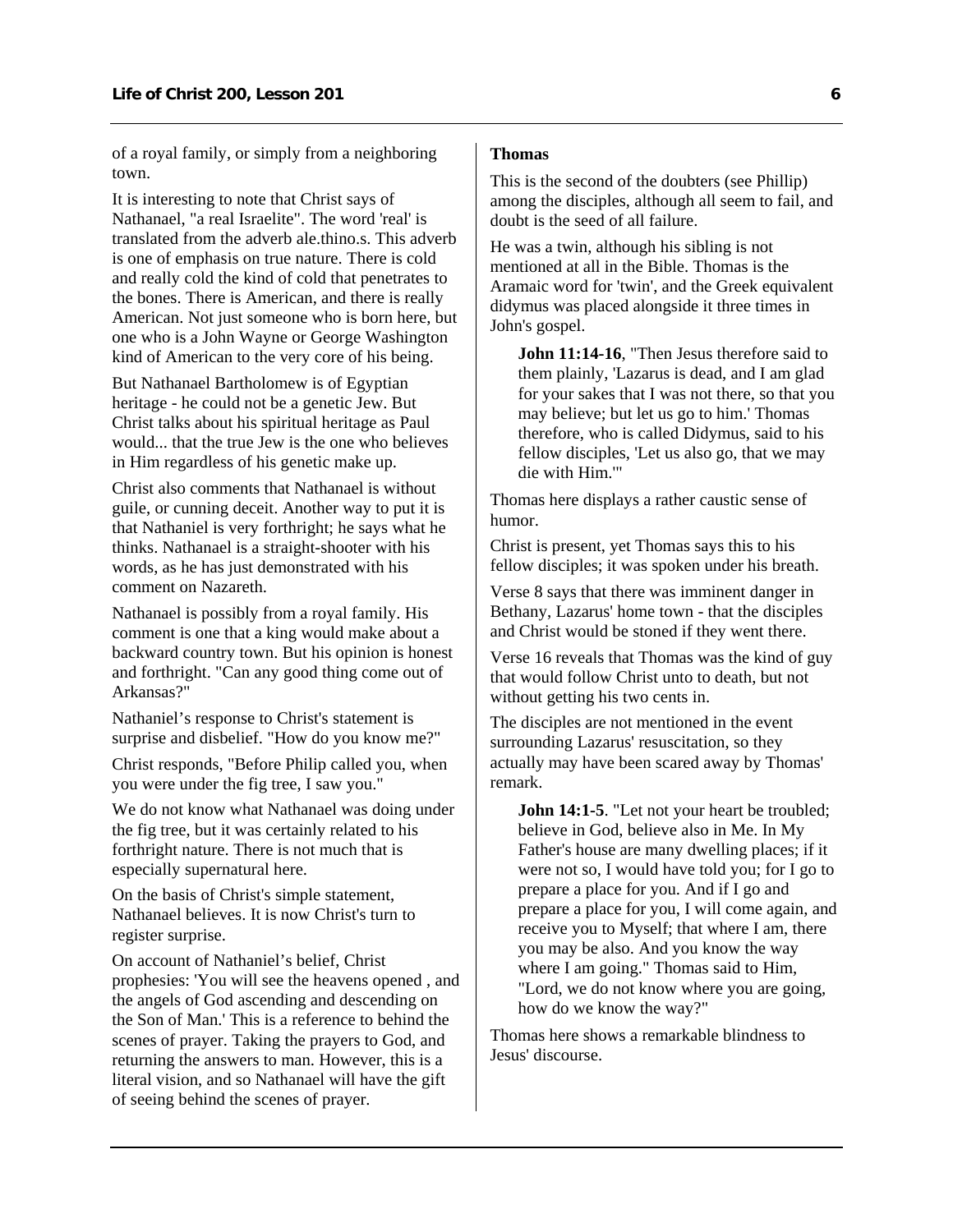of a royal family, or simply from a neighboring town.

It is interesting to note that Christ says of Nathanael, "a real Israelite". The word 'real' is translated from the adverb ale.thino.s. This adverb is one of emphasis on true nature. There is cold and really cold the kind of cold that penetrates to the bones. There is American, and there is really American. Not just someone who is born here, but one who is a John Wayne or George Washington kind of American to the very core of his being.

But Nathanael Bartholomew is of Egyptian heritage - he could not be a genetic Jew. But Christ talks about his spiritual heritage as Paul would... that the true Jew is the one who believes in Him regardless of his genetic make up.

Christ also comments that Nathanael is without guile, or cunning deceit. Another way to put it is that Nathaniel is very forthright; he says what he thinks. Nathanael is a straight-shooter with his words, as he has just demonstrated with his comment on Nazareth.

Nathanael is possibly from a royal family. His comment is one that a king would make about a backward country town. But his opinion is honest and forthright. "Can any good thing come out of Arkansas?"

Nathaniel's response to Christ's statement is surprise and disbelief. "How do you know me?"

Christ responds, "Before Philip called you, when you were under the fig tree, I saw you."

We do not know what Nathanael was doing under the fig tree, but it was certainly related to his forthright nature. There is not much that is especially supernatural here.

On the basis of Christ's simple statement, Nathanael believes. It is now Christ's turn to register surprise.

On account of Nathaniel's belief, Christ prophesies: 'You will see the heavens opened , and the angels of God ascending and descending on the Son of Man.' This is a reference to behind the scenes of prayer. Taking the prayers to God, and returning the answers to man. However, this is a literal vision, and so Nathanael will have the gift of seeing behind the scenes of prayer.

**Thomas**

This is the second of the doubters (see Phillip) among the disciples, although all seem to fail, and doubt is the seed of all failure.

He was a twin, although his sibling is not mentioned at all in the Bible. Thomas is the Aramaic word for 'twin', and the Greek equivalent didymus was placed alongside it three times in John's gospel.

> **John 11:14-16**, "Then Jesus therefore said to them plainly, 'Lazarus is dead, and I am glad for your sakes that I was not there, so that you may believe; but let us go to him.' Thomas therefore, who is called Didymus, said to his fellow disciples, 'Let us also go, that we may die with Him.'"

Thomas here displays a rather caustic sense of humor.

Christ is present, yet Thomas says this to his fellow disciples; it was spoken under his breath.

Verse 8 says that there was imminent danger in Bethany, Lazarus' home town - that the disciples and Christ would be stoned if they went there.

Verse 16 reveals that Thomas was the kind of guy that would follow Christ unto to death, but not without getting his two cents in.

The disciples are not mentioned in the event surrounding Lazarus' resuscitation, so they actually may have been scared away by Thomas' remark.

> **John 14:1-5**. "Let not your heart be troubled; believe in God, believe also in Me. In My Father's house are many dwelling places; if it were not so, I would have told you; for I go to prepare a place for you. And if I go and prepare a place for you, I will come again, and receive you to Myself; that where I am, there you may be also. And you know the way where I am going." Thomas said to Him, "Lord, we do not know where you are going, how do we know the way?"

Thomas here shows a remarkable blindness to Jesus' discourse.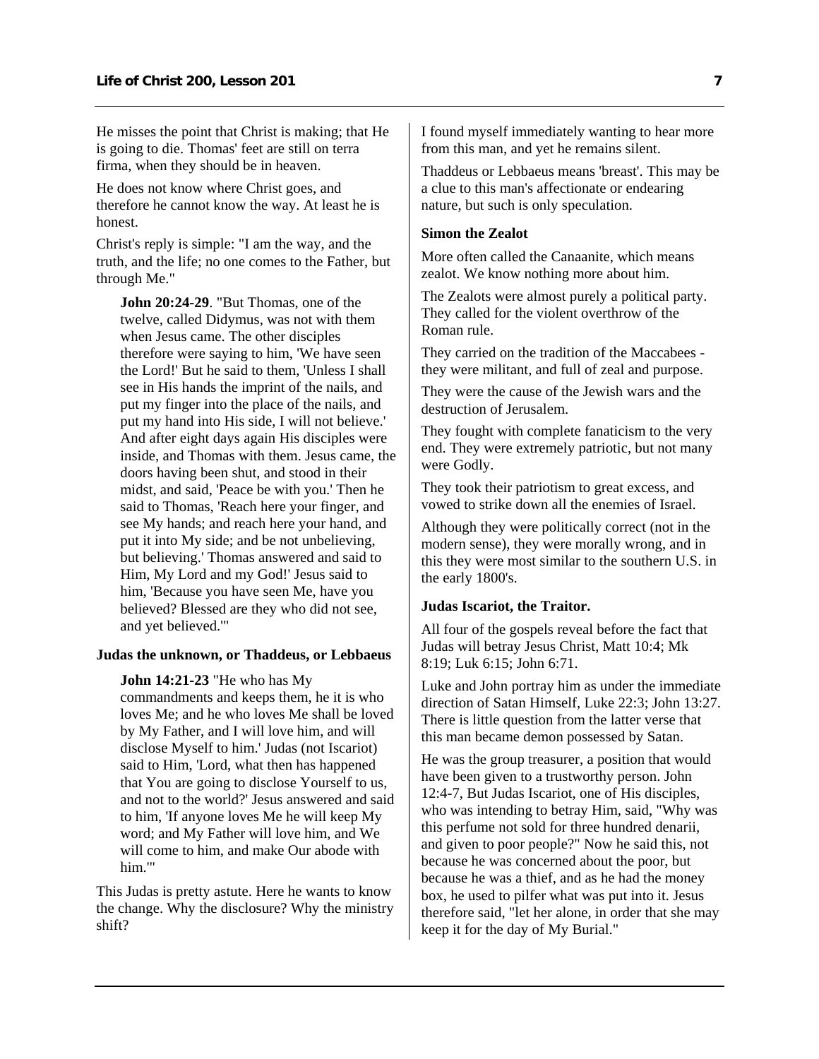He misses the point that Christ is making; that He is going to die. Thomas' feet are still on terra firma, when they should be in heaven.

He does not know where Christ goes, and therefore he cannot know the way. At least he is honest.

Christ's reply is simple: "I am the way, and the truth, and the life; no one comes to the Father, but through Me."

> **John 20:24-29**. "But Thomas, one of the twelve, called Didymus, was not with them when Jesus came. The other disciples therefore were saying to him, 'We have seen the Lord!' But he said to them, 'Unless I shall see in His hands the imprint of the nails, and put my finger into the place of the nails, and put my hand into His side, I will not believe.' And after eight days again His disciples were inside, and Thomas with them. Jesus came, the doors having been shut, and stood in their midst, and said, 'Peace be with you.' Then he said to Thomas, 'Reach here your finger, and see My hands; and reach here your hand, and put it into My side; and be not unbelieving, but believing.' Thomas answered and said to Him, My Lord and my God!' Jesus said to him, 'Because you have seen Me, have you believed? Blessed are they who did not see, and yet believed.'"

**Judas the unknown, or Thaddeus, or Lebbaeus**

> **John 14:21-23** "He who has My commandments and keeps them, he it is who loves Me; and he who loves Me shall be loved by My Father, and I will love him, and will disclose Myself to him.' Judas (not Iscariot) said to Him, 'Lord, what then has happened that You are going to disclose Yourself to us, and not to the world?' Jesus answered and said to him, 'If anyone loves Me he will keep My word; and My Father will love him, and We will come to him, and make Our abode with him.'"

This Judas is pretty astute. Here he wants to know the change. Why the disclosure? Why the ministry shift?

I found myself immediately wanting to hear more from this man, and yet he remains silent.

Thaddeus or Lebbaeus means 'breast'. This may be a clue to this man's affectionate or endearing nature, but such is only speculation.

**Simon the Zealot**

More often called the Canaanite, which means zealot. We know nothing more about him.

The Zealots were almost purely a political party. They called for the violent overthrow of the Roman rule.

They carried on the tradition of the Maccabees - they were militant, and full of zeal and purpose.

They were the cause of the Jewish wars and the destruction of Jerusalem.

They fought with complete fanaticism to the very end. They were extremely patriotic, but not many were Godly.

They took their patriotism to great excess, and vowed to strike down all the enemies of Israel.

Although they were politically correct (not in the modern sense), they were morally wrong, and in this they were most similar to the southern U.S. in the early 1800's.

**Judas Iscariot, the Traitor.**

All four of the gospels reveal before the fact that Judas will betray Jesus Christ, Matt 10:4; Mk 8:19; Luk 6:15; John 6:71.

Luke and John portray him as under the immediate direction of Satan Himself, Luke 22:3; John 13:27. There is little question from the latter verse that this man became demon possessed by Satan.

He was the group treasurer, a position that would have been given to a trustworthy person. John 12:4-7, But Judas Iscariot, one of His disciples, who was intending to betray Him, said, "Why was this perfume not sold for three hundred denarii, and given to poor people?" Now he said this, not because he was concerned about the poor, but because he was a thief, and as he had the money box, he used to pilfer what was put into it. Jesus therefore said, "let her alone, in order that she may keep it for the day of My Burial."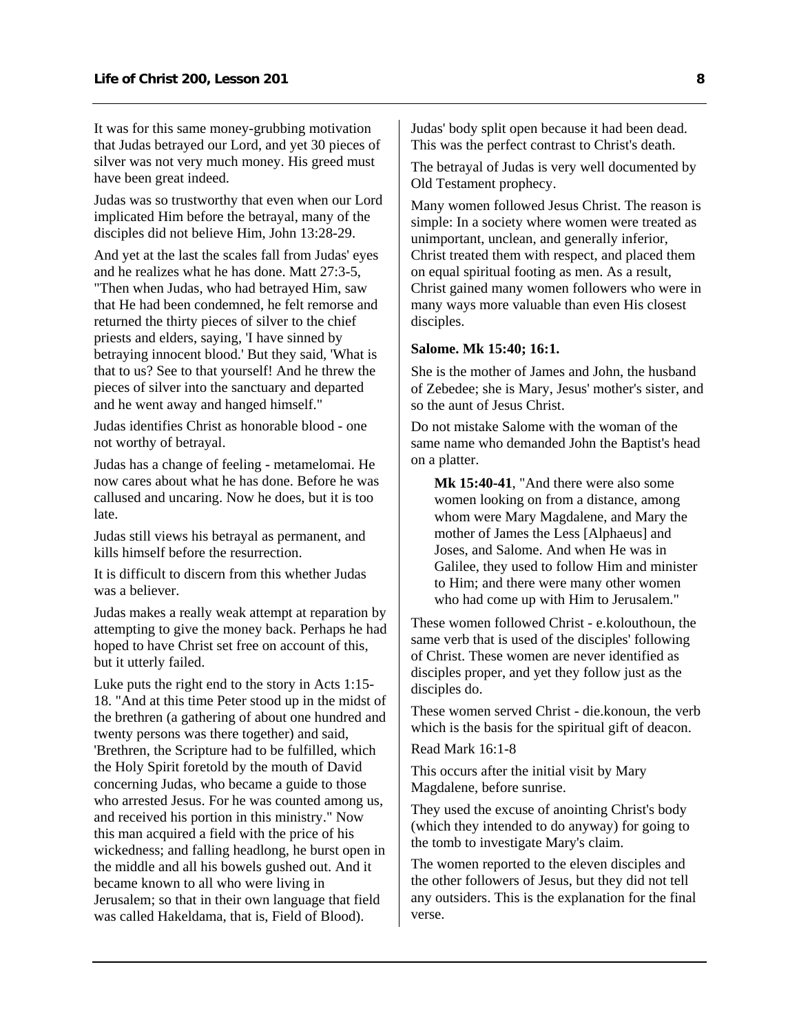It was for this same money-grubbing motivation that Judas betrayed our Lord, and yet 30 pieces of silver was not very much money. His greed must have been great indeed.

Judas was so trustworthy that even when our Lord implicated Him before the betrayal, many of the disciples did not believe Him, John 13:28-29.

And yet at the last the scales fall from Judas' eyes and he realizes what he has done. Matt 27:3-5, "Then when Judas, who had betrayed Him, saw that He had been condemned, he felt remorse and returned the thirty pieces of silver to the chief priests and elders, saying, 'I have sinned by betraying innocent blood.' But they said, 'What is that to us? See to that yourself! And he threw the pieces of silver into the sanctuary and departed and he went away and hanged himself."

Judas identifies Christ as honorable blood - one not worthy of betrayal.

Judas has a change of feeling - metamelomai. He now cares about what he has done. Before he was callused and uncaring. Now he does, but it is too late.

Judas still views his betrayal as permanent, and kills himself before the resurrection.

It is difficult to discern from this whether Judas was a believer.

Judas makes a really weak attempt at reparation by attempting to give the money back. Perhaps he had hoped to have Christ set free on account of this, but it utterly failed.

Luke puts the right end to the story in Acts 1:15-18. "And at this time Peter stood up in the midst of the brethren (a gathering of about one hundred and twenty persons was there together) and said, 'Brethren, the Scripture had to be fulfilled, which the Holy Spirit foretold by the mouth of David concerning Judas, who became a guide to those who arrested Jesus. For he was counted among us, and received his portion in this ministry." Now this man acquired a field with the price of his wickedness; and falling headlong, he burst open in the middle and all his bowels gushed out. And it became known to all who were living in Jerusalem; so that in their own language that field was called Hakeldama, that is, Field of Blood).

Judas' body split open because it had been dead. This was the perfect contrast to Christ's death.

The betrayal of Judas is very well documented by Old Testament prophecy.

Many women followed Jesus Christ. The reason is simple: In a society where women were treated as unimportant, unclean, and generally inferior, Christ treated them with respect, and placed them on equal spiritual footing as men. As a result, Christ gained many women followers who were in many ways more valuable than even His closest disciples.

**Salome. Mk 15:40; 16:1.**

She is the mother of James and John, the husband of Zebedee; she is Mary, Jesus' mother's sister, and so the aunt of Jesus Christ.

Do not mistake Salome with the woman of the same name who demanded John the Baptist's head on a platter.

> **Mk 15:40-41**, "And there were also some women looking on from a distance, among whom were Mary Magdalene, and Mary the mother of James the Less [Alphaeus] and Joses, and Salome. And when He was in Galilee, they used to follow Him and minister to Him; and there were many other women who had come up with Him to Jerusalem."

These women followed Christ - e.kolouthoun, the same verb that is used of the disciples' following of Christ. These women are never identified as disciples proper, and yet they follow just as the disciples do.

These women served Christ - die.konoun, the verb which is the basis for the spiritual gift of deacon.

Read Mark 16:1-8

This occurs after the initial visit by Mary Magdalene, before sunrise.

They used the excuse of anointing Christ's body (which they intended to do anyway) for going to the tomb to investigate Mary's claim.

The women reported to the eleven disciples and the other followers of Jesus, but they did not tell any outsiders. This is the explanation for the final verse.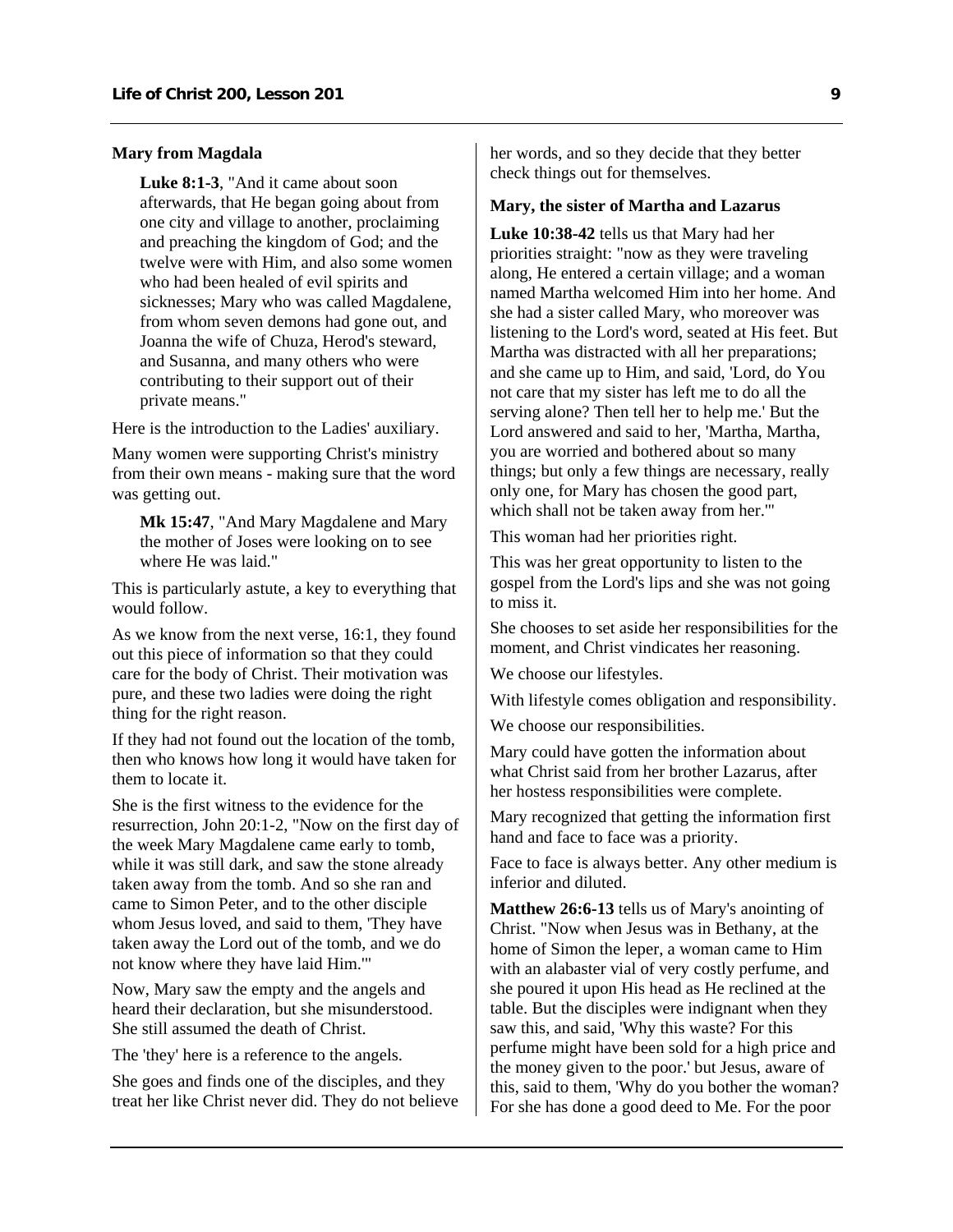**Mary from Magdala**

> **Luke 8:1-3**, "And it came about soon afterwards, that He began going about from one city and village to another, proclaiming and preaching the kingdom of God; and the twelve were with Him, and also some women who had been healed of evil spirits and sicknesses; Mary who was called Magdalene, from whom seven demons had gone out, and Joanna the wife of Chuza, Herod's steward, and Susanna, and many others who were contributing to their support out of their private means."

Here is the introduction to the Ladies' auxiliary.

Many women were supporting Christ's ministry from their own means - making sure that the word was getting out.

> **Mk 15:47**, "And Mary Magdalene and Mary the mother of Joses were looking on to see where He was laid."

This is particularly astute, a key to everything that would follow.

As we know from the next verse, 16:1, they found out this piece of information so that they could care for the body of Christ. Their motivation was pure, and these two ladies were doing the right thing for the right reason.

If they had not found out the location of the tomb, then who knows how long it would have taken for them to locate it.

She is the first witness to the evidence for the resurrection, John 20:1-2, "Now on the first day of the week Mary Magdalene came early to tomb, while it was still dark, and saw the stone already taken away from the tomb. And so she ran and came to Simon Peter, and to the other disciple whom Jesus loved, and said to them, 'They have taken away the Lord out of the tomb, and we do not know where they have laid Him.'"

Now, Mary saw the empty and the angels and heard their declaration, but she misunderstood. She still assumed the death of Christ.

The 'they' here is a reference to the angels.

She goes and finds one of the disciples, and they treat her like Christ never did. They do not believe her words, and so they decide that they better check things out for themselves.

**Mary, the sister of Martha and Lazarus**

**Luke 10:38-42** tells us that Mary had her priorities straight: "now as they were traveling along, He entered a certain village; and a woman named Martha welcomed Him into her home. And she had a sister called Mary, who moreover was listening to the Lord's word, seated at His feet. But Martha was distracted with all her preparations; and she came up to Him, and said, 'Lord, do You not care that my sister has left me to do all the serving alone? Then tell her to help me.' But the Lord answered and said to her, 'Martha, Martha, you are worried and bothered about so many things; but only a few things are necessary, really only one, for Mary has chosen the good part, which shall not be taken away from her.'"

This woman had her priorities right.

This was her great opportunity to listen to the gospel from the Lord's lips and she was not going to miss it.

She chooses to set aside her responsibilities for the moment, and Christ vindicates her reasoning.

We choose our lifestyles.

With lifestyle comes obligation and responsibility.

We choose our responsibilities.

Mary could have gotten the information about what Christ said from her brother Lazarus, after her hostess responsibilities were complete.

Mary recognized that getting the information first hand and face to face was a priority.

Face to face is always better. Any other medium is inferior and diluted.

**Matthew 26:6-13** tells us of Mary's anointing of Christ. "Now when Jesus was in Bethany, at the home of Simon the leper, a woman came to Him with an alabaster vial of very costly perfume, and she poured it upon His head as He reclined at the table. But the disciples were indignant when they saw this, and said, 'Why this waste? For this perfume might have been sold for a high price and the money given to the poor.' but Jesus, aware of this, said to them, 'Why do you bother the woman? For she has done a good deed to Me. For the poor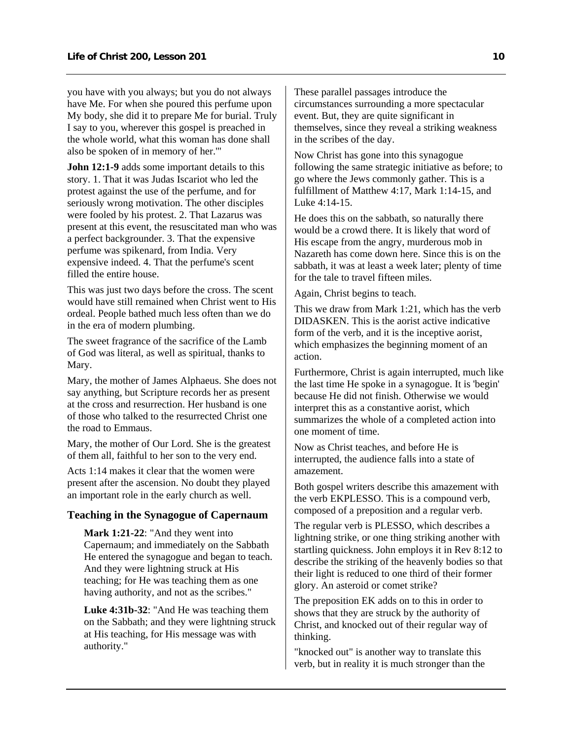you have with you always; but you do not always have Me. For when she poured this perfume upon My body, she did it to prepare Me for burial. Truly I say to you, wherever this gospel is preached in the whole world, what this woman has done shall also be spoken of in memory of her.'"

**John 12:1-9** adds some important details to this story. 1. That it was Judas Iscariot who led the protest against the use of the perfume, and for seriously wrong motivation. The other disciples were fooled by his protest. 2. That Lazarus was present at this event, the resuscitated man who was a perfect backgrounder. 3. That the expensive perfume was spikenard, from India. Very expensive indeed. 4. That the perfume's scent filled the entire house.

This was just two days before the cross. The scent would have still remained when Christ went to His ordeal. People bathed much less often than we do in the era of modern plumbing.

The sweet fragrance of the sacrifice of the Lamb of God was literal, as well as spiritual, thanks to Mary.

Mary, the mother of James Alphaeus. She does not say anything, but Scripture records her as present at the cross and resurrection. Her husband is one of those who talked to the resurrected Christ one the road to Emmaus.

Mary, the mother of Our Lord. She is the greatest of them all, faithful to her son to the very end.

Acts 1:14 makes it clear that the women were present after the ascension. No doubt they played an important role in the early church as well.

### Teaching in the Synagogue of Capernaum

> **Mark 1:21-22**: "And they went into Capernaum; and immediately on the Sabbath He entered the synagogue and began to teach. And they were lightning struck at His teaching; for He was teaching them as one having authority, and not as the scribes."
>
> **Luke 4:31b-32**: "And He was teaching them on the Sabbath; and they were lightning struck at His teaching, for His message was with authority."

These parallel passages introduce the circumstances surrounding a more spectacular event. But, they are quite significant in themselves, since they reveal a striking weakness in the scribes of the day.

Now Christ has gone into this synagogue following the same strategic initiative as before; to go where the Jews commonly gather. This is a fulfillment of Matthew 4:17, Mark 1:14-15, and Luke 4:14-15.

He does this on the sabbath, so naturally there would be a crowd there. It is likely that word of His escape from the angry, murderous mob in Nazareth has come down here. Since this is on the sabbath, it was at least a week later; plenty of time for the tale to travel fifteen miles.

Again, Christ begins to teach.

This we draw from Mark 1:21, which has the verb DIDASKEN. This is the aorist active indicative form of the verb, and it is the inceptive aorist, which emphasizes the beginning moment of an action.

Furthermore, Christ is again interrupted, much like the last time He spoke in a synagogue. It is 'begin' because He did not finish. Otherwise we would interpret this as a constantive aorist, which summarizes the whole of a completed action into one moment of time.

Now as Christ teaches, and before He is interrupted, the audience falls into a state of amazement.

Both gospel writers describe this amazement with the verb EKPLESSO. This is a compound verb, composed of a preposition and a regular verb.

The regular verb is PLESSO, which describes a lightning strike, or one thing striking another with startling quickness. John employs it in Rev 8:12 to describe the striking of the heavenly bodies so that their light is reduced to one third of their former glory. An asteroid or comet strike?

The preposition EK adds on to this in order to shows that they are struck by the authority of Christ, and knocked out of their regular way of thinking.

"knocked out" is another way to translate this verb, but in reality it is much stronger than the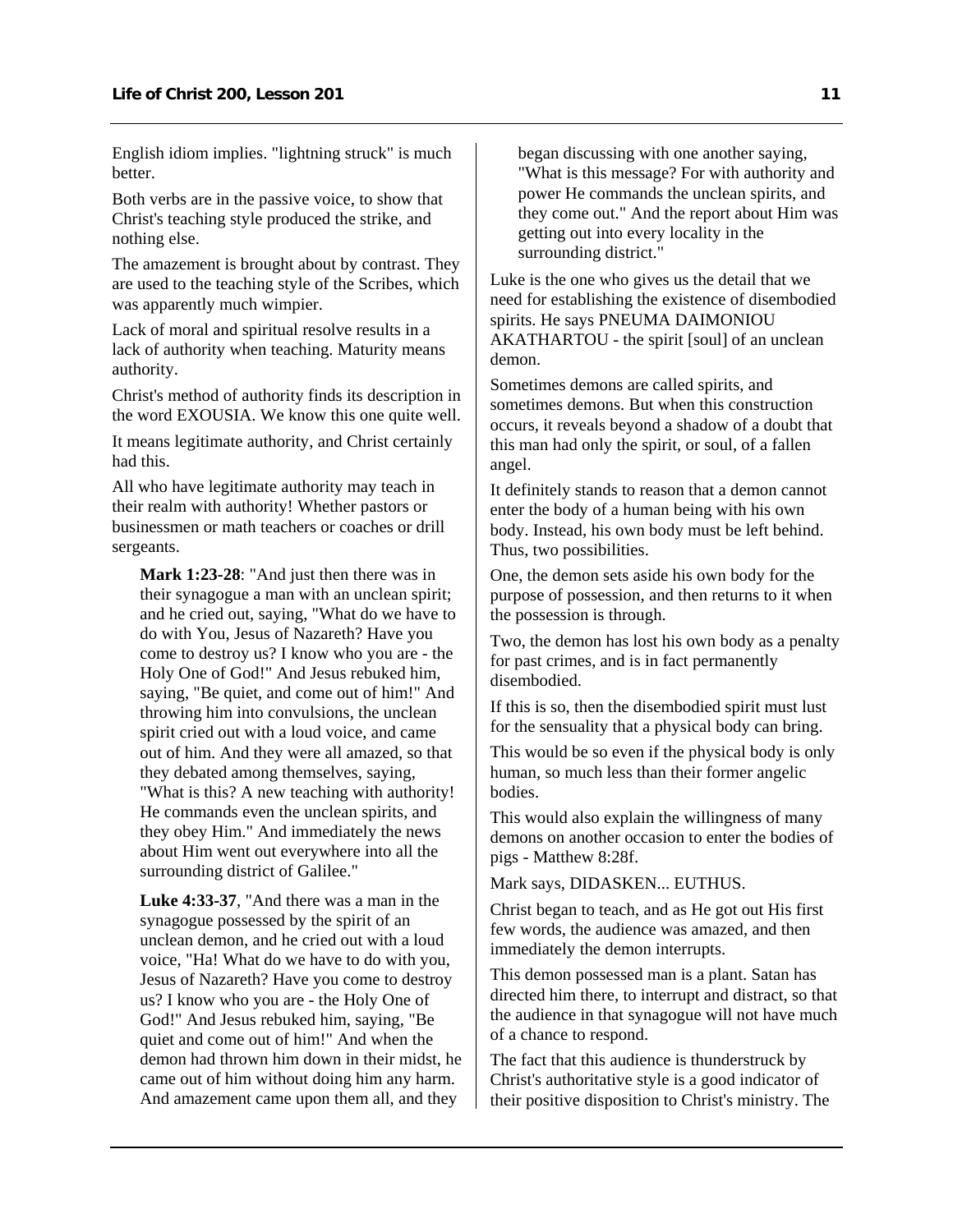English idiom implies. "lightning struck" is much better.

Both verbs are in the passive voice, to show that Christ's teaching style produced the strike, and nothing else.

The amazement is brought about by contrast. They are used to the teaching style of the Scribes, which was apparently much wimpier.

Lack of moral and spiritual resolve results in a lack of authority when teaching. Maturity means authority.

Christ's method of authority finds its description in the word EXOUSIA. We know this one quite well.

It means legitimate authority, and Christ certainly had this.

All who have legitimate authority may teach in their realm with authority! Whether pastors or businessmen or math teachers or coaches or drill sergeants.

> **Mark 1:23-28**: "And just then there was in their synagogue a man with an unclean spirit; and he cried out, saying, "What do we have to do with You, Jesus of Nazareth? Have you come to destroy us? I know who you are - the Holy One of God!" And Jesus rebuked him, saying, "Be quiet, and come out of him!" And throwing him into convulsions, the unclean spirit cried out with a loud voice, and came out of him. And they were all amazed, so that they debated among themselves, saying, "What is this? A new teaching with authority! He commands even the unclean spirits, and they obey Him." And immediately the news about Him went out everywhere into all the surrounding district of Galilee."

> **Luke 4:33-37**, "And there was a man in the synagogue possessed by the spirit of an unclean demon, and he cried out with a loud voice, "Ha! What do we have to do with you, Jesus of Nazareth? Have you come to destroy us? I know who you are - the Holy One of God!" And Jesus rebuked him, saying, "Be quiet and come out of him!" And when the demon had thrown him down in their midst, he came out of him without doing him any harm. And amazement came upon them all, and they began discussing with one another saying, "What is this message? For with authority and power He commands the unclean spirits, and they come out." And the report about Him was getting out into every locality in the surrounding district."

Luke is the one who gives us the detail that we need for establishing the existence of disembodied spirits. He says PNEUMA DAIMONIOU AKATHARTOU - the spirit [soul] of an unclean demon.

Sometimes demons are called spirits, and sometimes demons. But when this construction occurs, it reveals beyond a shadow of a doubt that this man had only the spirit, or soul, of a fallen angel.

It definitely stands to reason that a demon cannot enter the body of a human being with his own body. Instead, his own body must be left behind. Thus, two possibilities.

One, the demon sets aside his own body for the purpose of possession, and then returns to it when the possession is through.

Two, the demon has lost his own body as a penalty for past crimes, and is in fact permanently disembodied.

If this is so, then the disembodied spirit must lust for the sensuality that a physical body can bring.

This would be so even if the physical body is only human, so much less than their former angelic bodies.

This would also explain the willingness of many demons on another occasion to enter the bodies of pigs - Matthew 8:28f.

Mark says, DIDASKEN... EUTHUS.

Christ began to teach, and as He got out His first few words, the audience was amazed, and then immediately the demon interrupts.

This demon possessed man is a plant. Satan has directed him there, to interrupt and distract, so that the audience in that synagogue will not have much of a chance to respond.

The fact that this audience is thunderstruck by Christ's authoritative style is a good indicator of their positive disposition to Christ's ministry. The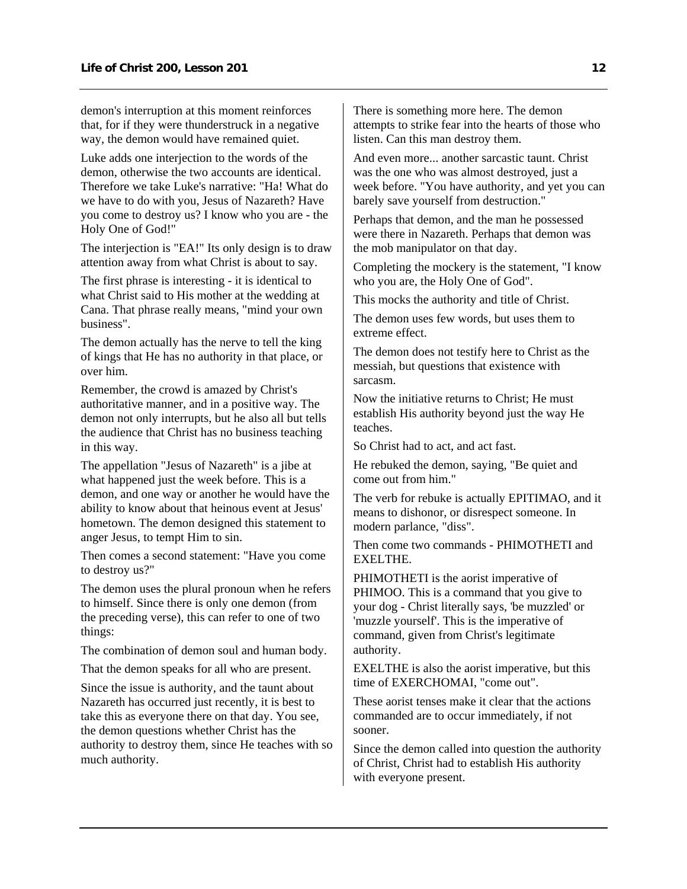demon's interruption at this moment reinforces that, for if they were thunderstruck in a negative way, the demon would have remained quiet.

Luke adds one interjection to the words of the demon, otherwise the two accounts are identical. Therefore we take Luke's narrative: "Ha! What do we have to do with you, Jesus of Nazareth? Have you come to destroy us? I know who you are - the Holy One of God!"

The interjection is "EA!" Its only design is to draw attention away from what Christ is about to say.

The first phrase is interesting - it is identical to what Christ said to His mother at the wedding at Cana. That phrase really means, "mind your own business".

The demon actually has the nerve to tell the king of kings that He has no authority in that place, or over him.

Remember, the crowd is amazed by Christ's authoritative manner, and in a positive way. The demon not only interrupts, but he also all but tells the audience that Christ has no business teaching in this way.

The appellation "Jesus of Nazareth" is a jibe at what happened just the week before. This is a demon, and one way or another he would have the ability to know about that heinous event at Jesus' hometown. The demon designed this statement to anger Jesus, to tempt Him to sin.

Then comes a second statement: "Have you come to destroy us?"

The demon uses the plural pronoun when he refers to himself. Since there is only one demon (from the preceding verse), this can refer to one of two things:

The combination of demon soul and human body.

That the demon speaks for all who are present.

Since the issue is authority, and the taunt about Nazareth has occurred just recently, it is best to take this as everyone there on that day. You see, the demon questions whether Christ has the authority to destroy them, since He teaches with so much authority.

There is something more here. The demon attempts to strike fear into the hearts of those who listen. Can this man destroy them.

And even more... another sarcastic taunt. Christ was the one who was almost destroyed, just a week before. "You have authority, and yet you can barely save yourself from destruction."

Perhaps that demon, and the man he possessed were there in Nazareth. Perhaps that demon was the mob manipulator on that day.

Completing the mockery is the statement, "I know who you are, the Holy One of God".

This mocks the authority and title of Christ.

The demon uses few words, but uses them to extreme effect.

The demon does not testify here to Christ as the messiah, but questions that existence with sarcasm.

Now the initiative returns to Christ; He must establish His authority beyond just the way He teaches.

So Christ had to act, and act fast.

He rebuked the demon, saying, "Be quiet and come out from him."

The verb for rebuke is actually EPITIMAO, and it means to dishonor, or disrespect someone. In modern parlance, "diss".

Then come two commands - PHIMOTHETI and EXELTHE.

PHIMOTHETI is the aorist imperative of PHIMOO. This is a command that you give to your dog - Christ literally says, 'be muzzled' or 'muzzle yourself'. This is the imperative of command, given from Christ's legitimate authority.

EXELTHE is also the aorist imperative, but this time of EXERCHOMAI, "come out".

These aorist tenses make it clear that the actions commanded are to occur immediately, if not sooner.

Since the demon called into question the authority of Christ, Christ had to establish His authority with everyone present.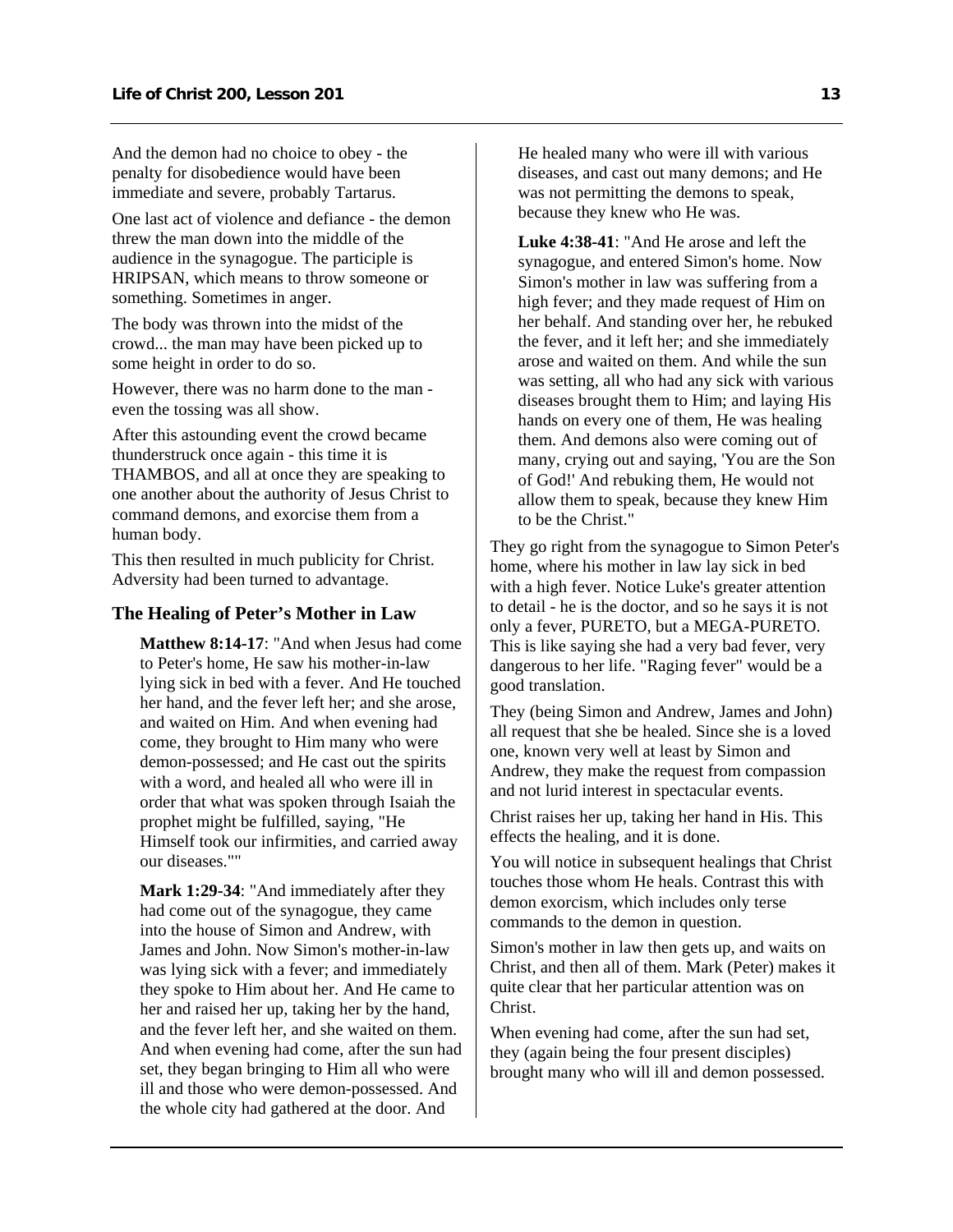And the demon had no choice to obey - the penalty for disobedience would have been immediate and severe, probably Tartarus.

One last act of violence and defiance - the demon threw the man down into the middle of the audience in the synagogue. The participle is HRIPSAN, which means to throw someone or something. Sometimes in anger.

The body was thrown into the midst of the crowd... the man may have been picked up to some height in order to do so.

However, there was no harm done to the man - even the tossing was all show.

After this astounding event the crowd became thunderstruck once again - this time it is THAMBOS, and all at once they are speaking to one another about the authority of Jesus Christ to command demons, and exorcise them from a human body.

This then resulted in much publicity for Christ. Adversity had been turned to advantage.

### The Healing of Peter's Mother in Law

> **Matthew 8:14-17**: "And when Jesus had come to Peter's home, He saw his mother-in-law lying sick in bed with a fever. And He touched her hand, and the fever left her; and she arose, and waited on Him. And when evening had come, they brought to Him many who were demon-possessed; and He cast out the spirits with a word, and healed all who were ill in order that what was spoken through Isaiah the prophet might be fulfilled, saying, "He Himself took our infirmities, and carried away our diseases.""

> **Mark 1:29-34**: "And immediately after they had come out of the synagogue, they came into the house of Simon and Andrew, with James and John. Now Simon's mother-in-law was lying sick with a fever; and immediately they spoke to Him about her. And He came to her and raised her up, taking her by the hand, and the fever left her, and she waited on them. And when evening had come, after the sun had set, they began bringing to Him all who were ill and those who were demon-possessed. And the whole city had gathered at the door. And He healed many who were ill with various diseases, and cast out many demons; and He was not permitting the demons to speak, because they knew who He was.

> **Luke 4:38-41**: "And He arose and left the synagogue, and entered Simon's home. Now Simon's mother in law was suffering from a high fever; and they made request of Him on her behalf. And standing over her, he rebuked the fever, and it left her; and she immediately arose and waited on them. And while the sun was setting, all who had any sick with various diseases brought them to Him; and laying His hands on every one of them, He was healing them. And demons also were coming out of many, crying out and saying, 'You are the Son of God!' And rebuking them, He would not allow them to speak, because they knew Him to be the Christ."

They go right from the synagogue to Simon Peter's home, where his mother in law lay sick in bed with a high fever. Notice Luke's greater attention to detail - he is the doctor, and so he says it is not only a fever, PURETO, but a MEGA-PURETO. This is like saying she had a very bad fever, very dangerous to her life. "Raging fever" would be a good translation.

They (being Simon and Andrew, James and John) all request that she be healed. Since she is a loved one, known very well at least by Simon and Andrew, they make the request from compassion and not lurid interest in spectacular events.

Christ raises her up, taking her hand in His. This effects the healing, and it is done.

You will notice in subsequent healings that Christ touches those whom He heals. Contrast this with demon exorcism, which includes only terse commands to the demon in question.

Simon's mother in law then gets up, and waits on Christ, and then all of them. Mark (Peter) makes it quite clear that her particular attention was on Christ.

When evening had come, after the sun had set, they (again being the four present disciples) brought many who will ill and demon possessed.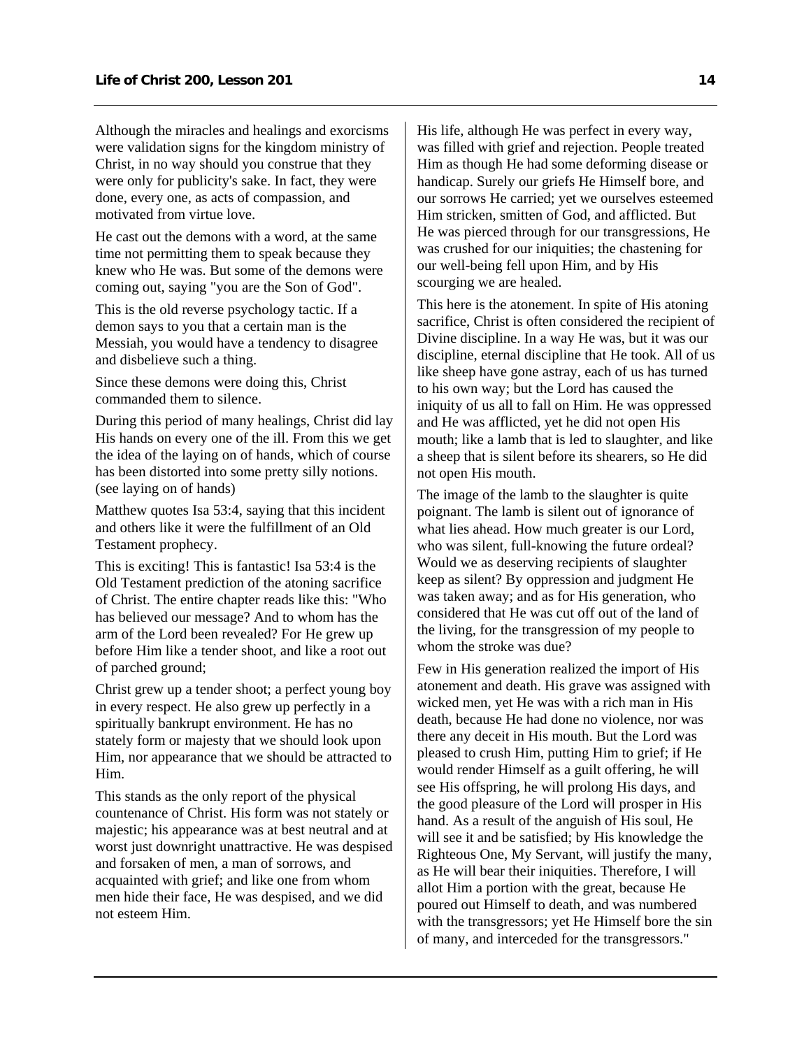Although the miracles and healings and exorcisms were validation signs for the kingdom ministry of Christ, in no way should you construe that they were only for publicity's sake. In fact, they were done, every one, as acts of compassion, and motivated from virtue love.

He cast out the demons with a word, at the same time not permitting them to speak because they knew who He was. But some of the demons were coming out, saying "you are the Son of God".

This is the old reverse psychology tactic. If a demon says to you that a certain man is the Messiah, you would have a tendency to disagree and disbelieve such a thing.

Since these demons were doing this, Christ commanded them to silence.

During this period of many healings, Christ did lay His hands on every one of the ill. From this we get the idea of the laying on of hands, which of course has been distorted into some pretty silly notions. (see laying on of hands)

Matthew quotes Isa 53:4, saying that this incident and others like it were the fulfillment of an Old Testament prophecy.

This is exciting! This is fantastic! Isa 53:4 is the Old Testament prediction of the atoning sacrifice of Christ. The entire chapter reads like this: "Who has believed our message? And to whom has the arm of the Lord been revealed? For He grew up before Him like a tender shoot, and like a root out of parched ground;

Christ grew up a tender shoot; a perfect young boy in every respect. He also grew up perfectly in a spiritually bankrupt environment. He has no stately form or majesty that we should look upon Him, nor appearance that we should be attracted to Him.

This stands as the only report of the physical countenance of Christ. His form was not stately or majestic; his appearance was at best neutral and at worst just downright unattractive. He was despised and forsaken of men, a man of sorrows, and acquainted with grief; and like one from whom men hide their face, He was despised, and we did not esteem Him.

His life, although He was perfect in every way, was filled with grief and rejection. People treated Him as though He had some deforming disease or handicap. Surely our griefs He Himself bore, and our sorrows He carried; yet we ourselves esteemed Him stricken, smitten of God, and afflicted. But He was pierced through for our transgressions, He was crushed for our iniquities; the chastening for our well-being fell upon Him, and by His scourging we are healed.

This here is the atonement. In spite of His atoning sacrifice, Christ is often considered the recipient of Divine discipline. In a way He was, but it was our discipline, eternal discipline that He took. All of us like sheep have gone astray, each of us has turned to his own way; but the Lord has caused the iniquity of us all to fall on Him. He was oppressed and He was afflicted, yet he did not open His mouth; like a lamb that is led to slaughter, and like a sheep that is silent before its shearers, so He did not open His mouth.

The image of the lamb to the slaughter is quite poignant. The lamb is silent out of ignorance of what lies ahead. How much greater is our Lord, who was silent, full-knowing the future ordeal? Would we as deserving recipients of slaughter keep as silent? By oppression and judgment He was taken away; and as for His generation, who considered that He was cut off out of the land of the living, for the transgression of my people to whom the stroke was due?

Few in His generation realized the import of His atonement and death. His grave was assigned with wicked men, yet He was with a rich man in His death, because He had done no violence, nor was there any deceit in His mouth. But the Lord was pleased to crush Him, putting Him to grief; if He would render Himself as a guilt offering, he will see His offspring, he will prolong His days, and the good pleasure of the Lord will prosper in His hand. As a result of the anguish of His soul, He will see it and be satisfied; by His knowledge the Righteous One, My Servant, will justify the many, as He will bear their iniquities. Therefore, I will allot Him a portion with the great, because He poured out Himself to death, and was numbered with the transgressors; yet He Himself bore the sin of many, and interceded for the transgressors."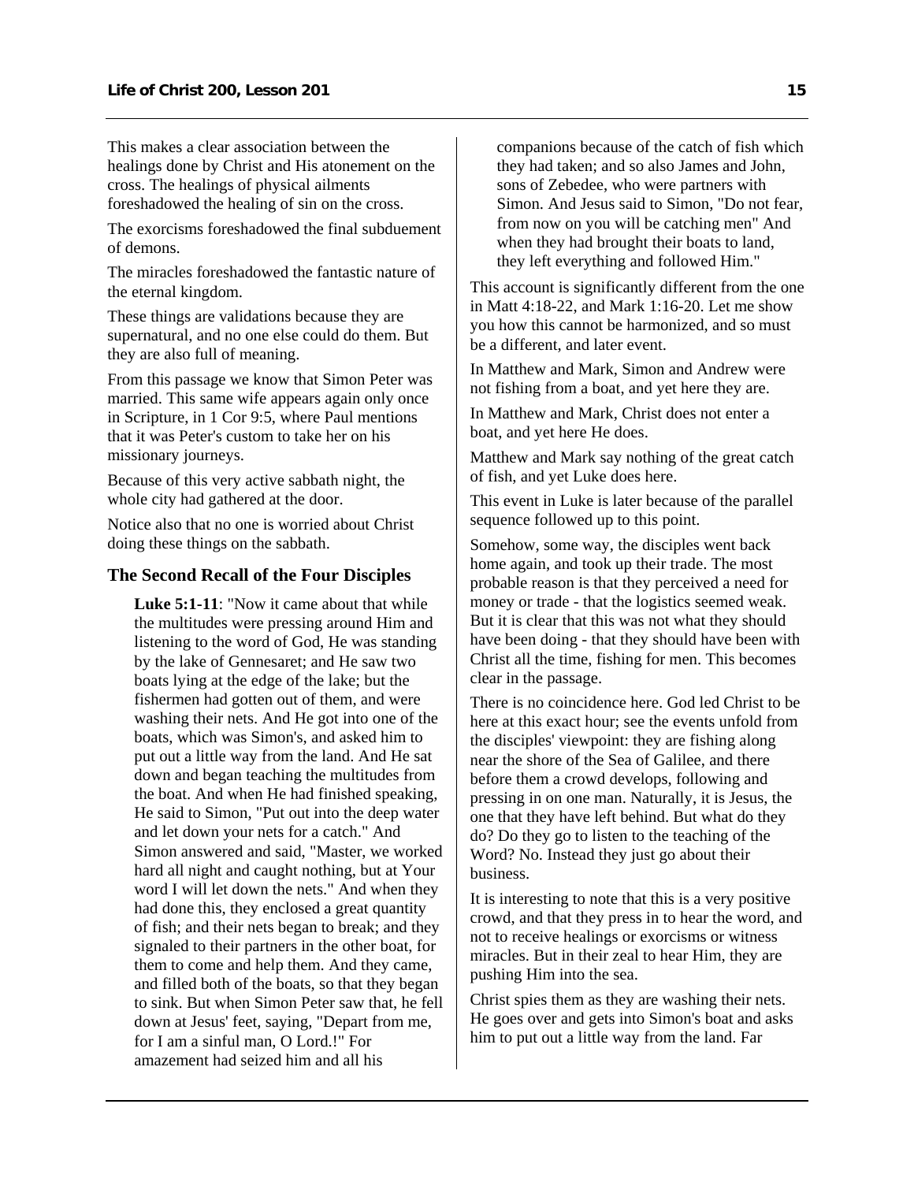This makes a clear association between the healings done by Christ and His atonement on the cross. The healings of physical ailments foreshadowed the healing of sin on the cross.

The exorcisms foreshadowed the final subduement of demons.

The miracles foreshadowed the fantastic nature of the eternal kingdom.

These things are validations because they are supernatural, and no one else could do them. But they are also full of meaning.

From this passage we know that Simon Peter was married. This same wife appears again only once in Scripture, in 1 Cor 9:5, where Paul mentions that it was Peter's custom to take her on his missionary journeys.

Because of this very active sabbath night, the whole city had gathered at the door.

Notice also that no one is worried about Christ doing these things on the sabbath.

### The Second Recall of the Four Disciples

> **Luke 5:1-11**: "Now it came about that while the multitudes were pressing around Him and listening to the word of God, He was standing by the lake of Gennesaret; and He saw two boats lying at the edge of the lake; but the fishermen had gotten out of them, and were washing their nets. And He got into one of the boats, which was Simon's, and asked him to put out a little way from the land. And He sat down and began teaching the multitudes from the boat. And when He had finished speaking, He said to Simon, "Put out into the deep water and let down your nets for a catch." And Simon answered and said, "Master, we worked hard all night and caught nothing, but at Your word I will let down the nets." And when they had done this, they enclosed a great quantity of fish; and their nets began to break; and they signaled to their partners in the other boat, for them to come and help them. And they came, and filled both of the boats, so that they began to sink. But when Simon Peter saw that, he fell down at Jesus' feet, saying, "Depart from me, for I am a sinful man, O Lord.!" For amazement had seized him and all his companions because of the catch of fish which they had taken; and so also James and John, sons of Zebedee, who were partners with Simon. And Jesus said to Simon, "Do not fear, from now on you will be catching men" And when they had brought their boats to land, they left everything and followed Him."

This account is significantly different from the one in Matt 4:18-22, and Mark 1:16-20. Let me show you how this cannot be harmonized, and so must be a different, and later event.

In Matthew and Mark, Simon and Andrew were not fishing from a boat, and yet here they are.

In Matthew and Mark, Christ does not enter a boat, and yet here He does.

Matthew and Mark say nothing of the great catch of fish, and yet Luke does here.

This event in Luke is later because of the parallel sequence followed up to this point.

Somehow, some way, the disciples went back home again, and took up their trade. The most probable reason is that they perceived a need for money or trade - that the logistics seemed weak. But it is clear that this was not what they should have been doing - that they should have been with Christ all the time, fishing for men. This becomes clear in the passage.

There is no coincidence here. God led Christ to be here at this exact hour; see the events unfold from the disciples' viewpoint: they are fishing along near the shore of the Sea of Galilee, and there before them a crowd develops, following and pressing in on one man. Naturally, it is Jesus, the one that they have left behind. But what do they do? Do they go to listen to the teaching of the Word? No. Instead they just go about their business.

It is interesting to note that this is a very positive crowd, and that they press in to hear the word, and not to receive healings or exorcisms or witness miracles. But in their zeal to hear Him, they are pushing Him into the sea.

Christ spies them as they are washing their nets. He goes over and gets into Simon's boat and asks him to put out a little way from the land. Far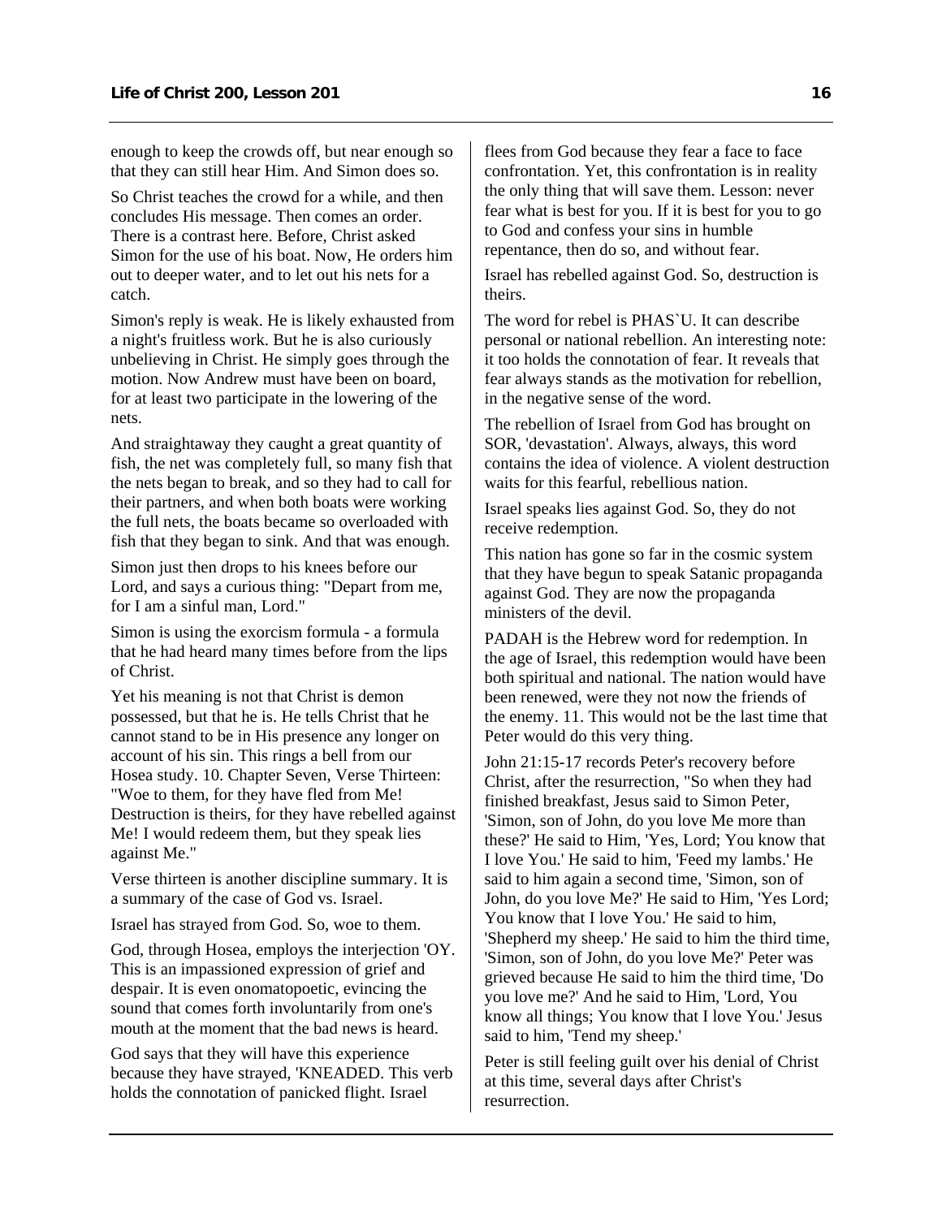enough to keep the crowds off, but near enough so that they can still hear Him. And Simon does so.

So Christ teaches the crowd for a while, and then concludes His message. Then comes an order. There is a contrast here. Before, Christ asked Simon for the use of his boat. Now, He orders him out to deeper water, and to let out his nets for a catch.

Simon's reply is weak. He is likely exhausted from a night's fruitless work. But he is also curiously unbelieving in Christ. He simply goes through the motion. Now Andrew must have been on board, for at least two participate in the lowering of the nets.

And straightaway they caught a great quantity of fish, the net was completely full, so many fish that the nets began to break, and so they had to call for their partners, and when both boats were working the full nets, the boats became so overloaded with fish that they began to sink. And that was enough.

Simon just then drops to his knees before our Lord, and says a curious thing: "Depart from me, for I am a sinful man, Lord."

Simon is using the exorcism formula - a formula that he had heard many times before from the lips of Christ.

Yet his meaning is not that Christ is demon possessed, but that he is. He tells Christ that he cannot stand to be in His presence any longer on account of his sin. This rings a bell from our Hosea study. 10. Chapter Seven, Verse Thirteen: "Woe to them, for they have fled from Me! Destruction is theirs, for they have rebelled against Me! I would redeem them, but they speak lies against Me."

Verse thirteen is another discipline summary. It is a summary of the case of God vs. Israel.

Israel has strayed from God. So, woe to them.

God, through Hosea, employs the interjection 'OY. This is an impassioned expression of grief and despair. It is even onomatopoetic, evincing the sound that comes forth involuntarily from one's mouth at the moment that the bad news is heard.

God says that they will have this experience because they have strayed, 'KNEADED. This verb holds the connotation of panicked flight. Israel flees from God because they fear a face to face confrontation. Yet, this confrontation is in reality the only thing that will save them. Lesson: never fear what is best for you. If it is best for you to go to God and confess your sins in humble repentance, then do so, and without fear.

Israel has rebelled against God. So, destruction is theirs.

The word for rebel is PHAS`U. It can describe personal or national rebellion. An interesting note: it too holds the connotation of fear. It reveals that fear always stands as the motivation for rebellion, in the negative sense of the word.

The rebellion of Israel from God has brought on SOR, 'devastation'. Always, always, this word contains the idea of violence. A violent destruction waits for this fearful, rebellious nation.

Israel speaks lies against God. So, they do not receive redemption.

This nation has gone so far in the cosmic system that they have begun to speak Satanic propaganda against God. They are now the propaganda ministers of the devil.

PADAH is the Hebrew word for redemption. In the age of Israel, this redemption would have been both spiritual and national. The nation would have been renewed, were they not now the friends of the enemy. 11. This would not be the last time that Peter would do this very thing.

John 21:15-17 records Peter's recovery before Christ, after the resurrection, "So when they had finished breakfast, Jesus said to Simon Peter, 'Simon, son of John, do you love Me more than these?' He said to Him, 'Yes, Lord; You know that I love You.' He said to him, 'Feed my lambs.' He said to him again a second time, 'Simon, son of John, do you love Me?' He said to Him, 'Yes Lord; You know that I love You.' He said to him, 'Shepherd my sheep.' He said to him the third time, 'Simon, son of John, do you love Me?' Peter was grieved because He said to him the third time, 'Do you love me?' And he said to Him, 'Lord, You know all things; You know that I love You.' Jesus said to him, 'Tend my sheep.'

Peter is still feeling guilt over his denial of Christ at this time, several days after Christ's resurrection.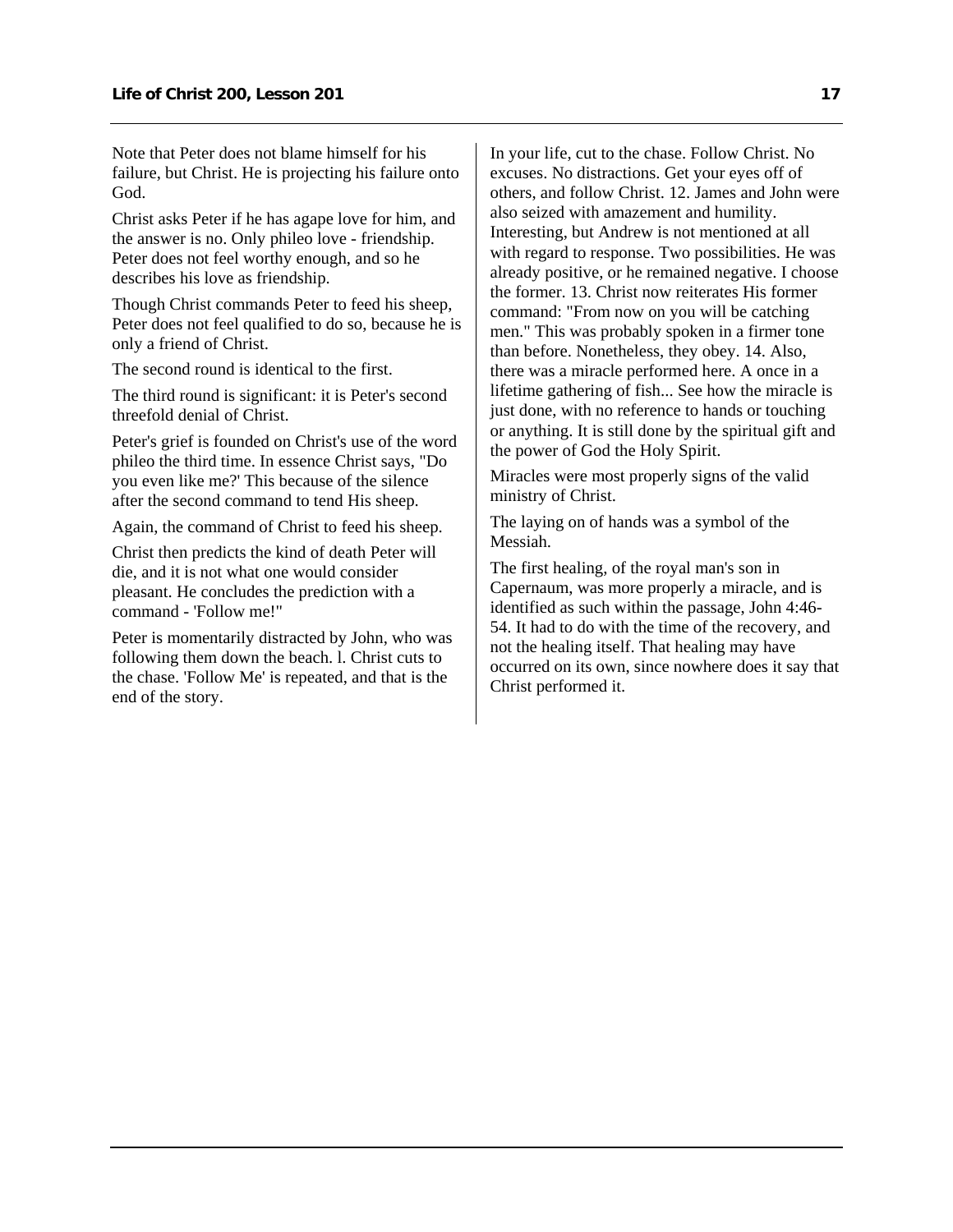Note that Peter does not blame himself for his failure, but Christ. He is projecting his failure onto God.

Christ asks Peter if he has agape love for him, and the answer is no. Only phileo love - friendship. Peter does not feel worthy enough, and so he describes his love as friendship.

Though Christ commands Peter to feed his sheep, Peter does not feel qualified to do so, because he is only a friend of Christ.

The second round is identical to the first.

The third round is significant: it is Peter's second threefold denial of Christ.

Peter's grief is founded on Christ's use of the word phileo the third time. In essence Christ says, "Do you even like me?' This because of the silence after the second command to tend His sheep.

Again, the command of Christ to feed his sheep.

Christ then predicts the kind of death Peter will die, and it is not what one would consider pleasant. He concludes the prediction with a command - 'Follow me!"

Peter is momentarily distracted by John, who was following them down the beach. l. Christ cuts to the chase. 'Follow Me' is repeated, and that is the end of the story.

In your life, cut to the chase. Follow Christ. No excuses. No distractions. Get your eyes off of others, and follow Christ. 12. James and John were also seized with amazement and humility. Interesting, but Andrew is not mentioned at all with regard to response. Two possibilities. He was already positive, or he remained negative. I choose the former. 13. Christ now reiterates His former command: "From now on you will be catching men." This was probably spoken in a firmer tone than before. Nonetheless, they obey. 14. Also, there was a miracle performed here. A once in a lifetime gathering of fish... See how the miracle is just done, with no reference to hands or touching or anything. It is still done by the spiritual gift and the power of God the Holy Spirit.

Miracles were most properly signs of the valid ministry of Christ.

The laying on of hands was a symbol of the Messiah.

The first healing, of the royal man's son in Capernaum, was more properly a miracle, and is identified as such within the passage, John 4:46-54. It had to do with the time of the recovery, and not the healing itself. That healing may have occurred on its own, since nowhere does it say that Christ performed it.